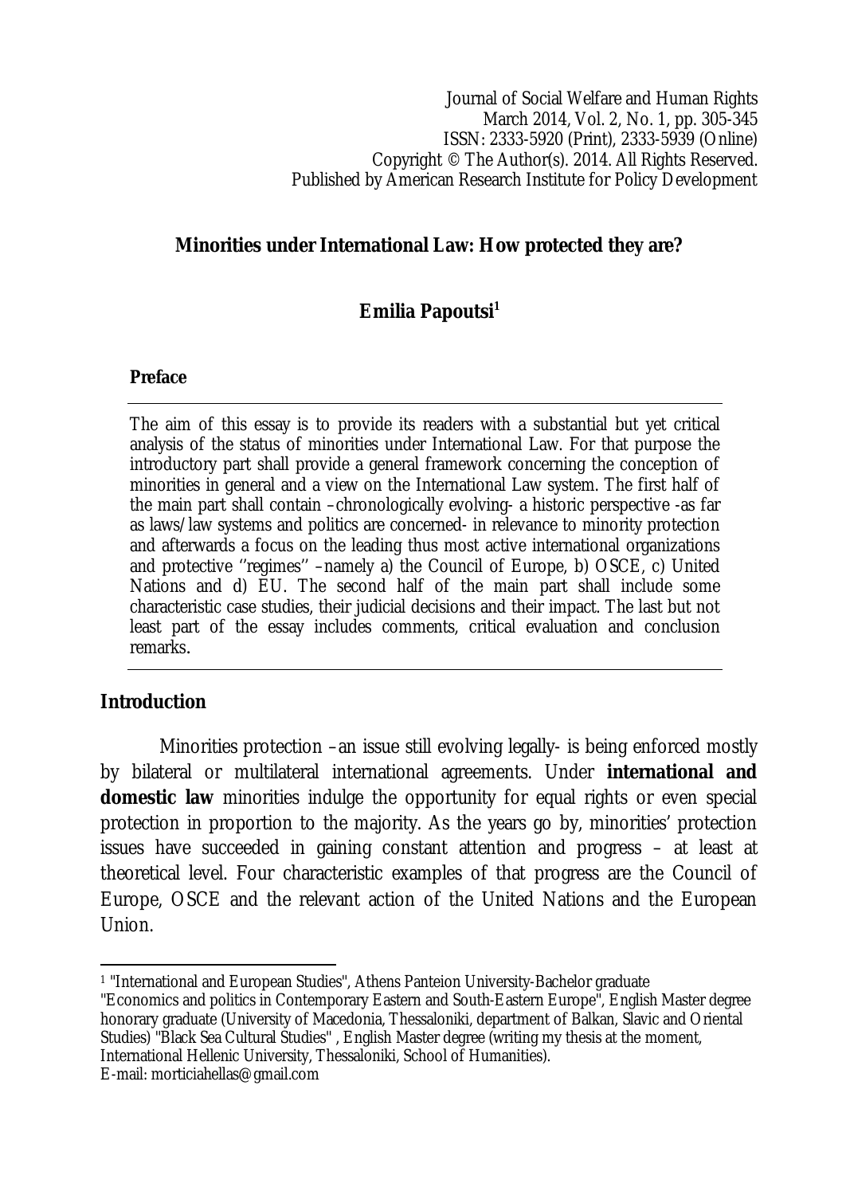# Minorities under International Law: How protected they are?

**Emilia Papoutsi[1]**

### Preface

The aim of this essay is to provide its readers with a substantial but yet critical analysis of the status of minorities under International Law. For that purpose the introductory part shall provide a general framework concerning the conception of minorities in general and a view on the International Law system. The first half of the main part shall contain –chronologically evolving- a historic perspective -as far as laws/law systems and politics are concerned- in relevance to minority protection and afterwards a focus on the leading thus most active international organizations and protective ''regimes'' –namely a) the Council of Europe, b) OSCE, c) United Nations and d) EU. The second half of the main part shall include some characteristic case studies, their judicial decisions and their impact. The last but not least part of the essay includes comments, critical evaluation and conclusion remarks.

## Introduction

Minorities protection –an issue still evolving legally- is being enforced mostly by bilateral or multilateral international agreements. Under **international and domestic law** minorities indulge the opportunity for equal rights or even special protection in proportion to the majority. As the years go by, minorities' protection issues have succeeded in gaining constant attention and progress – at least at theoretical level. Four characteristic examples of that progress are the Council of Europe, OSCE and the relevant action of the United Nations and the European Union.

---

[1] "International and European Studies", Athens Panteion University-Bachelor graduate "Economics and politics in Contemporary Eastern and South-Eastern Europe", English Master degree honorary graduate (University of Macedonia, Thessaloniki, department of Balkan, Slavic and Oriental Studies) "Black Sea Cultural Studies" , English Master degree (writing my thesis at the moment, International Hellenic University, Thessaloniki, School of Humanities).
E-mail: morticiahellas@gmail.com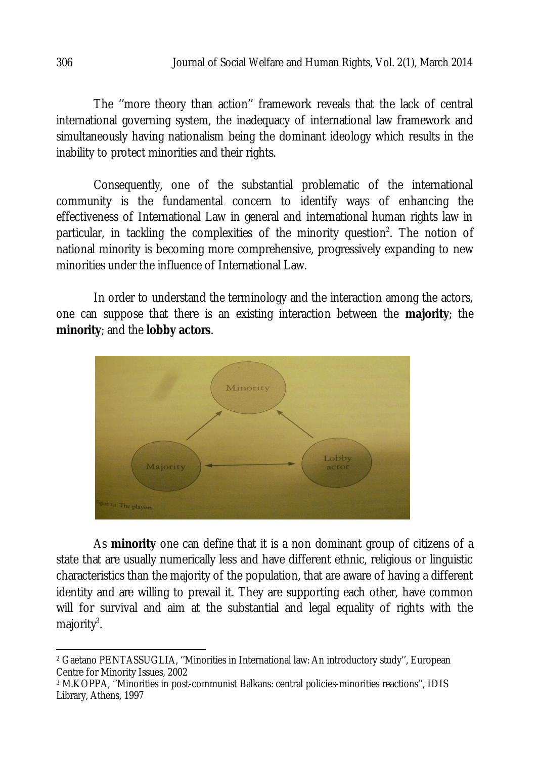The ''more theory than action'' framework reveals that the lack of central international governing system, the inadequacy of international law framework and simultaneously having nationalism being the dominant ideology which results in the inability to protect minorities and their rights.

Consequently, one of the substantial problematic of the international community is the fundamental concern to identify ways of enhancing the effectiveness of International Law in general and international human rights law in particular, in tackling the complexities of the minority question[2]. The notion of national minority is becoming more comprehensive, progressively expanding to new minorities under the influence of International Law.

In order to understand the terminology and the interaction among the actors, one can suppose that there is an existing interaction between the **majority**; the **minority**; and the **lobby actors**.

Figure 2.1 The players

As **minority** one can define that it is a non dominant group of citizens of a state that are usually numerically less and have different ethnic, religious or linguistic characteristics than the majority of the population, that are aware of having a different identity and are willing to prevail it. They are supporting each other, have common will for survival and aim at the substantial and legal equality of rights with the majority[3].

---

[2] Gaetano PENTASSUGLIA, ''Minorities in International law: An introductory study'', European Centre for Minority Issues, 2002

[3] M.KOPPA, ''Minorities in post-communist Balkans: central policies-minorities reactions'', IDIS Library, Athens, 1997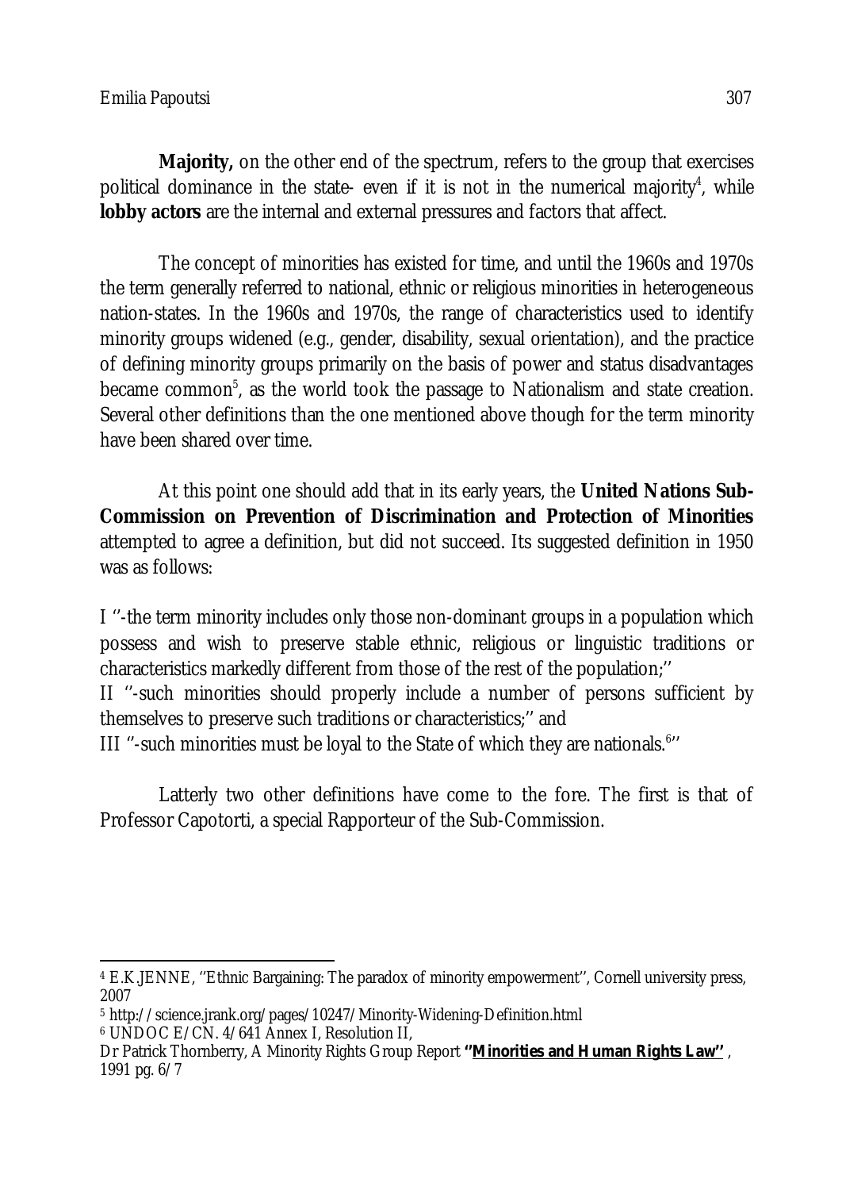**Majority,** on the other end of the spectrum, refers to the group that exercises political dominance in the state- even if it is not in the numerical majority[4], while **lobby actors** are the internal and external pressures and factors that affect.

The concept of minorities has existed for time, and until the 1960s and 1970s the term generally referred to national, ethnic or religious minorities in heterogeneous nation-states. In the 1960s and 1970s, the range of characteristics used to identify minority groups widened (e.g., gender, disability, sexual orientation), and the practice of defining minority groups primarily on the basis of power and status disadvantages became common[5], as the world took the passage to Nationalism and state creation. Several other definitions than the one mentioned above though for the term minority have been shared over time.

At this point one should add that in its early years, the **United Nations Sub-Commission on Prevention of Discrimination and Protection of Minorities** attempted to agree a definition, but did not succeed. Its suggested definition in 1950 was as follows:

I ''-the term minority includes only those non-dominant groups in a population which possess and wish to preserve stable ethnic, religious or linguistic traditions or characteristics markedly different from those of the rest of the population;''
II ''-such minorities should properly include a number of persons sufficient by themselves to preserve such traditions or characteristics;'' and
III ''-such minorities must be loyal to the State of which they are nationals.[6]''

Latterly two other definitions have come to the fore. The first is that of Professor Capotorti, a special Rapporteur of the Sub-Commission.

---

[4] E.K.JENNE, ''Ethnic Bargaining: The paradox of minority empowerment'', Cornell university press, 2007

[5] http://science.jrank.org/pages/10247/Minority-Widening-Definition.html

[6] UNDOC E/CN. 4/641 Annex I, Resolution II,
Dr Patrick Thornberry, A Minority Rights Group Report **''Minorities and Human Rights Law''** , 1991 pg. 6/7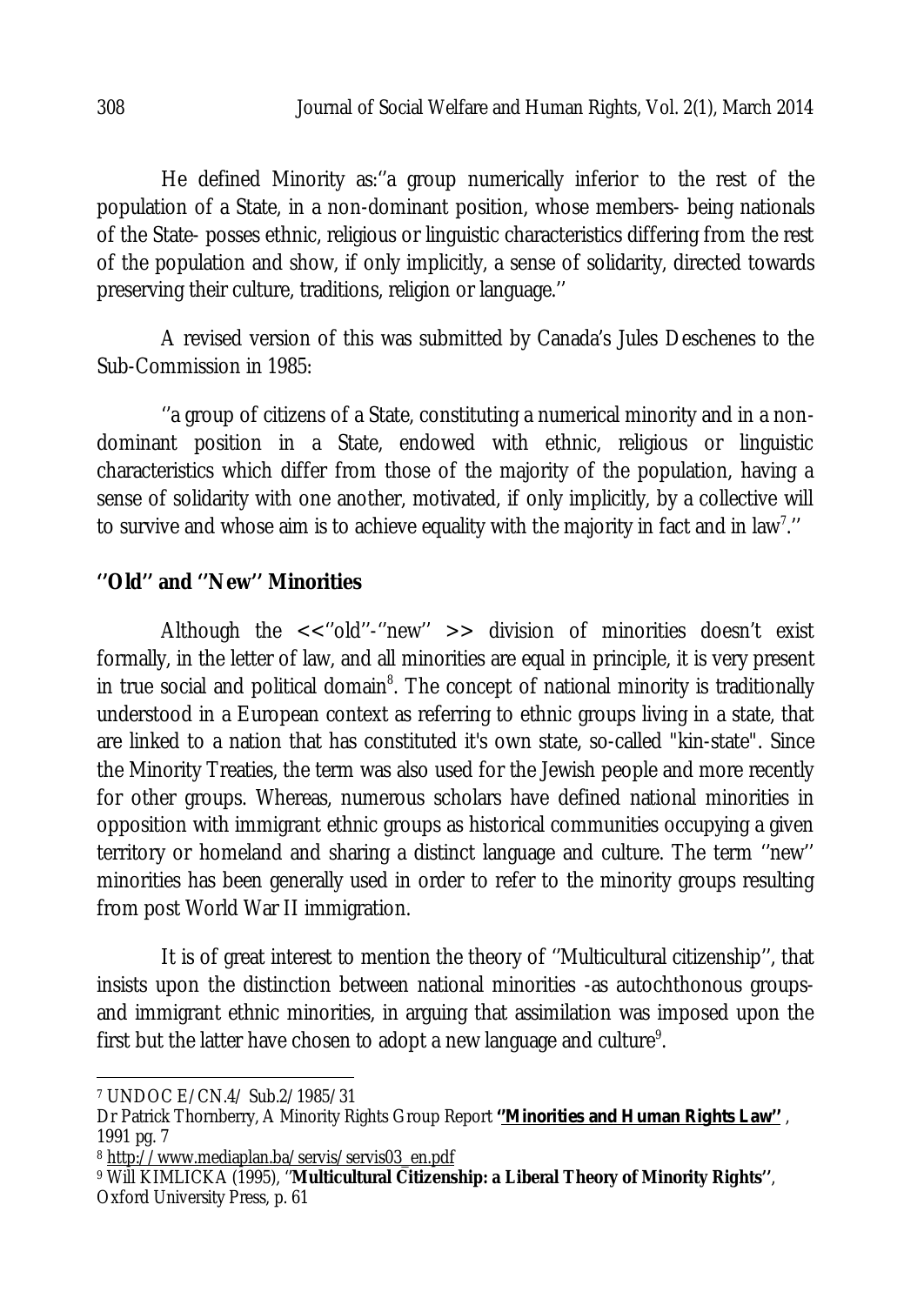He defined Minority as:''a group numerically inferior to the rest of the population of a State, in a non-dominant position, whose members- being nationals of the State- posses ethnic, religious or linguistic characteristics differing from the rest of the population and show, if only implicitly, a sense of solidarity, directed towards preserving their culture, traditions, religion or language.''

A revised version of this was submitted by Canada's Jules Deschenes to the Sub-Commission in 1985:

''a group of citizens of a State, constituting a numerical minority and in a non-dominant position in a State, endowed with ethnic, religious or linguistic characteristics which differ from those of the majority of the population, having a sense of solidarity with one another, motivated, if only implicitly, by a collective will to survive and whose aim is to achieve equality with the majority in fact and in law[7].''

## ''Old'' and ''New'' Minorities

Although the <<''old''-''new'' >> division of minorities doesn't exist formally, in the letter of law, and all minorities are equal in principle, it is very present in true social and political domain[8]. The concept of national minority is traditionally understood in a European context as referring to ethnic groups living in a state, that are linked to a nation that has constituted it's own state, so-called "kin-state". Since the Minority Treaties, the term was also used for the Jewish people and more recently for other groups. Whereas, numerous scholars have defined national minorities in opposition with immigrant ethnic groups as historical communities occupying a given territory or homeland and sharing a distinct language and culture. The term ''new'' minorities has been generally used in order to refer to the minority groups resulting from post World War II immigration.

It is of great interest to mention the theory of ''Multicultural citizenship'', that insists upon the distinction between national minorities -as autochthonous groups- and immigrant ethnic minorities, in arguing that assimilation was imposed upon the first but the latter have chosen to adopt a new language and culture[9].

---

[7] UNDOC E/CN.4/ Sub.2/1985/31

Dr Patrick Thornberry, A Minority Rights Group Report **''Minorities and Human Rights Law''**, 1991 pg. 7

[8] http://www.mediaplan.ba/servis/servis03_en.pdf

[9] Will KIMLICKA (1995), ''**Multicultural Citizenship: a Liberal Theory of Minority Rights**'', Oxford University Press, p. 61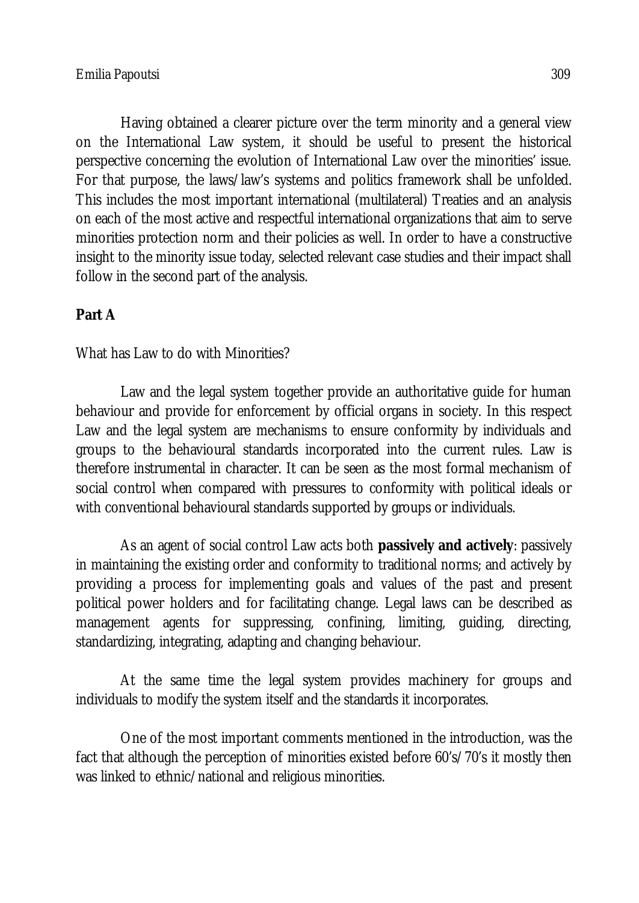Having obtained a clearer picture over the term minority and a general view on the International Law system, it should be useful to present the historical perspective concerning the evolution of International Law over the minorities' issue. For that purpose, the laws/law's systems and politics framework shall be unfolded. This includes the most important international (multilateral) Treaties and an analysis on each of the most active and respectful international organizations that aim to serve minorities protection norm and their policies as well. In order to have a constructive insight to the minority issue today, selected relevant case studies and their impact shall follow in the second part of the analysis.

## Part A

What has Law to do with Minorities?

Law and the legal system together provide an authoritative guide for human behaviour and provide for enforcement by official organs in society. In this respect Law and the legal system are mechanisms to ensure conformity by individuals and groups to the behavioural standards incorporated into the current rules. Law is therefore instrumental in character. It can be seen as the most formal mechanism of social control when compared with pressures to conformity with political ideals or with conventional behavioural standards supported by groups or individuals.

As an agent of social control Law acts both **passively and actively**: passively in maintaining the existing order and conformity to traditional norms; and actively by providing a process for implementing goals and values of the past and present political power holders and for facilitating change. Legal laws can be described as management agents for suppressing, confining, limiting, guiding, directing, standardizing, integrating, adapting and changing behaviour.

At the same time the legal system provides machinery for groups and individuals to modify the system itself and the standards it incorporates.

One of the most important comments mentioned in the introduction, was the fact that although the perception of minorities existed before 60's/70's it mostly then was linked to ethnic/national and religious minorities.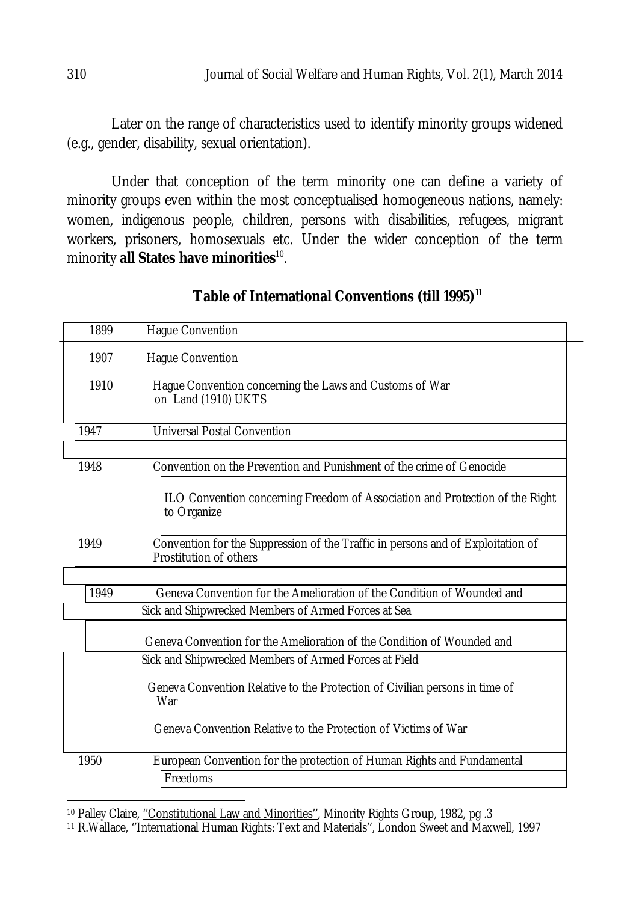Later on the range of characteristics used to identify minority groups widened (e.g., gender, disability, sexual orientation).

Under that conception of the term minority one can define a variety of minority groups even within the most conceptualised homogeneous nations, namely: women, indigenous people, children, persons with disabilities, refugees, migrant workers, prisoners, homosexuals etc. Under the wider conception of the term minority **all States have minorities**[10].

**Table of International Conventions (till 1995)**[11]

| Year | Convention |
|---|---|
| 1899 | Hague Convention |
| 1907 | Hague Convention |
| 1910 | Hague Convention concerning the Laws and Customs of War on Land (1910) UKTS |
| 1947 | Universal Postal Convention |
| 1948 | Convention on the Prevention and Punishment of the crime of Genocide |
| | ILO Convention concerning Freedom of Association and Protection of the Right to Organize |
| 1949 | Convention for the Suppression of the Traffic in persons and of Exploitation of Prostitution of others |
| 1949 | Geneva Convention for the Amelioration of the Condition of Wounded and Sick and Shipwrecked Members of Armed Forces at Sea |
| | Geneva Convention for the Amelioration of the Condition of Wounded and Sick and Shipwrecked Members of Armed Forces at Field |
| | Geneva Convention Relative to the Protection of Civilian persons in time of War |
| | Geneva Convention Relative to the Protection of Victims of War |
| 1950 | European Convention for the protection of Human Rights and Fundamental Freedoms |

---

[10] Palley Claire, ''Constitutional Law and Minorities'', Minority Rights Group, 1982, pg .3

[11] R.Wallace, ''International Human Rights: Text and Materials'', London Sweet and Maxwell, 1997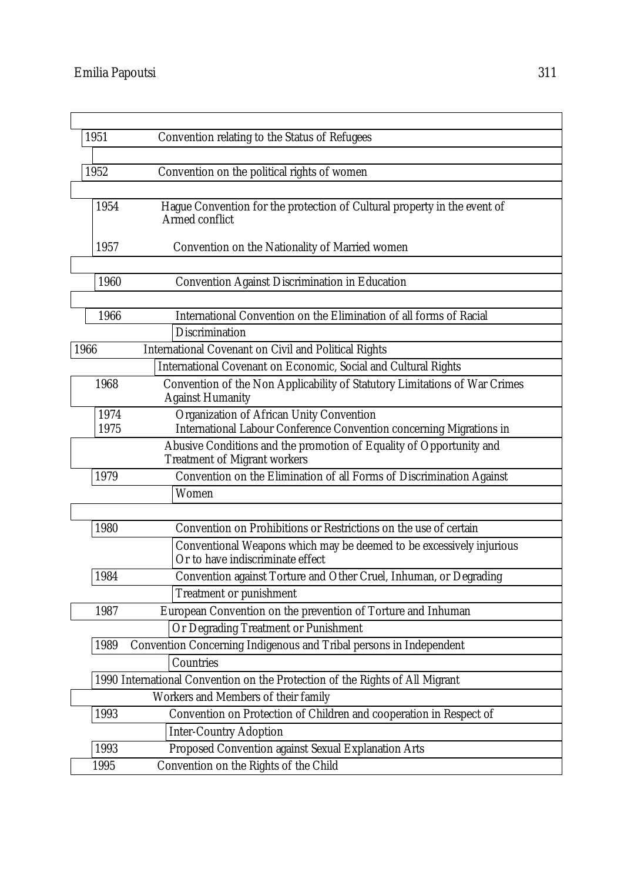| Year | Convention |
|---|---|
| 1951 | Convention relating to the Status of Refugees |
| 1952 | Convention on the political rights of women |
| 1954 | Hague Convention for the protection of Cultural property in the event of Armed conflict |
| 1957 | Convention on the Nationality of Married women |
| 1960 | Convention Against Discrimination in Education |
| 1966 | International Convention on the Elimination of all forms of Racial Discrimination |
| 1966 | International Covenant on Civil and Political Rights |
| | International Covenant on Economic, Social and Cultural Rights |
| 1968 | Convention of the Non Applicability of Statutory Limitations of War Crimes Against Humanity |
| 1974 | Organization of African Unity Convention |
| 1975 | International Labour Conference Convention concerning Migrations in Abusive Conditions and the promotion of Equality of Opportunity and Treatment of Migrant workers |
| 1979 | Convention on the Elimination of all Forms of Discrimination Against Women |
| 1980 | Convention on Prohibitions or Restrictions on the use of certain Conventional Weapons which may be deemed to be excessively injurious Or to have indiscriminate effect |
| 1984 | Convention against Torture and Other Cruel, Inhuman, or Degrading Treatment or punishment |
| 1987 | European Convention on the prevention of Torture and Inhuman Or Degrading Treatment or Punishment |
| 1989 | Convention Concerning Indigenous and Tribal persons in Independent Countries |
| 1990 | International Convention on the Protection of the Rights of All Migrant Workers and Members of their family |
| 1993 | Convention on Protection of Children and cooperation in Respect of Inter-Country Adoption |
| 1993 | Proposed Convention against Sexual Explanation Arts |
| 1995 | Convention on the Rights of the Child |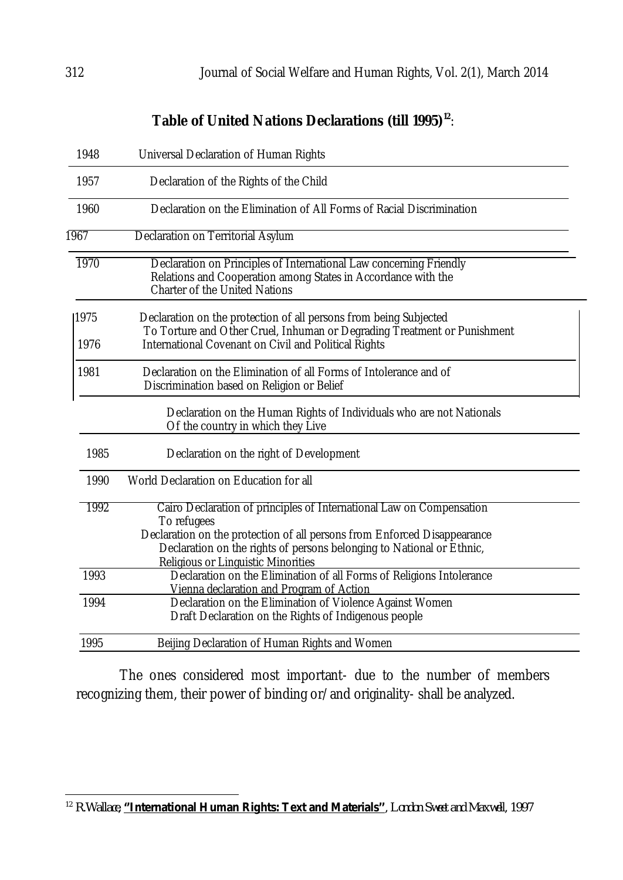**Table of United Nations Declarations (till 1995)[12]**:

| Year | Declaration |
|---|---|
| 1948 | Universal Declaration of Human Rights |
| 1957 | Declaration of the Rights of the Child |
| 1960 | Declaration on the Elimination of All Forms of Racial Discrimination |
| 1967 | Declaration on Territorial Asylum |
| 1970 | Declaration on Principles of International Law concerning Friendly Relations and Cooperation among States in Accordance with the Charter of the United Nations |
| 1975 | Declaration on the protection of all persons from being Subjected To Torture and Other Cruel, Inhuman or Degrading Treatment or Punishment |
| 1976 | International Covenant on Civil and Political Rights |
| 1981 | Declaration on the Elimination of all Forms of Intolerance and of Discrimination based on Religion or Belief |
| | Declaration on the Human Rights of Individuals who are not Nationals Of the country in which they Live |
| 1985 | Declaration on the right of Development |
| 1990 | World Declaration on Education for all |
| 1992 | Cairo Declaration of principles of International Law on Compensation To refugees<br>Declaration on the protection of all persons from Enforced Disappearance<br>Declaration on the rights of persons belonging to National or Ethnic, Religious or Linguistic Minorities |
| 1993 | Declaration on the Elimination of all Forms of Religions Intolerance<br>Vienna declaration and Program of Action |
| 1994 | Declaration on the Elimination of Violence Against Women<br>Draft Declaration on the Rights of Indigenous people |
| 1995 | Beijing Declaration of Human Rights and Women |

The ones considered most important- due to the number of members recognizing them, their power of binding or/and originality- shall be analyzed.

[12] R.Wallace, **"International Human Rights: Text and Materials"**, London Sweet and Maxwell, 1997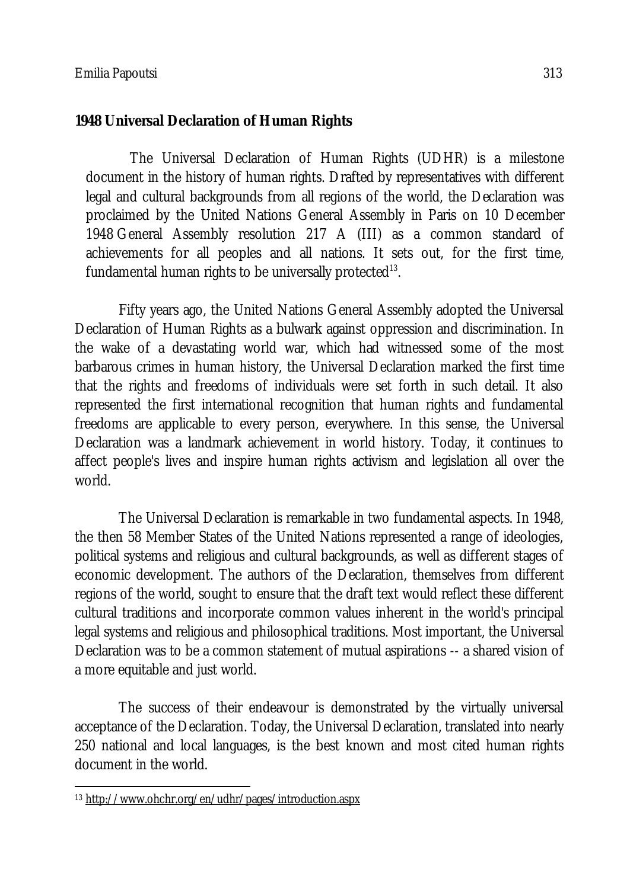**1948 Universal Declaration of Human Rights**

The Universal Declaration of Human Rights (UDHR) is a milestone document in the history of human rights. Drafted by representatives with different legal and cultural backgrounds from all regions of the world, the Declaration was proclaimed by the United Nations General Assembly in Paris on 10 December 1948 General Assembly resolution 217 A (III) as a common standard of achievements for all peoples and all nations. It sets out, for the first time, fundamental human rights to be universally protected[13].

Fifty years ago, the United Nations General Assembly adopted the Universal Declaration of Human Rights as a bulwark against oppression and discrimination. In the wake of a devastating world war, which had witnessed some of the most barbarous crimes in human history, the Universal Declaration marked the first time that the rights and freedoms of individuals were set forth in such detail. It also represented the first international recognition that human rights and fundamental freedoms are applicable to every person, everywhere. In this sense, the Universal Declaration was a landmark achievement in world history. Today, it continues to affect people's lives and inspire human rights activism and legislation all over the world.

The Universal Declaration is remarkable in two fundamental aspects. In 1948, the then 58 Member States of the United Nations represented a range of ideologies, political systems and religious and cultural backgrounds, as well as different stages of economic development. The authors of the Declaration, themselves from different regions of the world, sought to ensure that the draft text would reflect these different cultural traditions and incorporate common values inherent in the world's principal legal systems and religious and philosophical traditions. Most important, the Universal Declaration was to be a common statement of mutual aspirations -- a shared vision of a more equitable and just world.

The success of their endeavour is demonstrated by the virtually universal acceptance of the Declaration. Today, the Universal Declaration, translated into nearly 250 national and local languages, is the best known and most cited human rights document in the world.

---

[13] http://www.ohchr.org/en/udhr/pages/introduction.aspx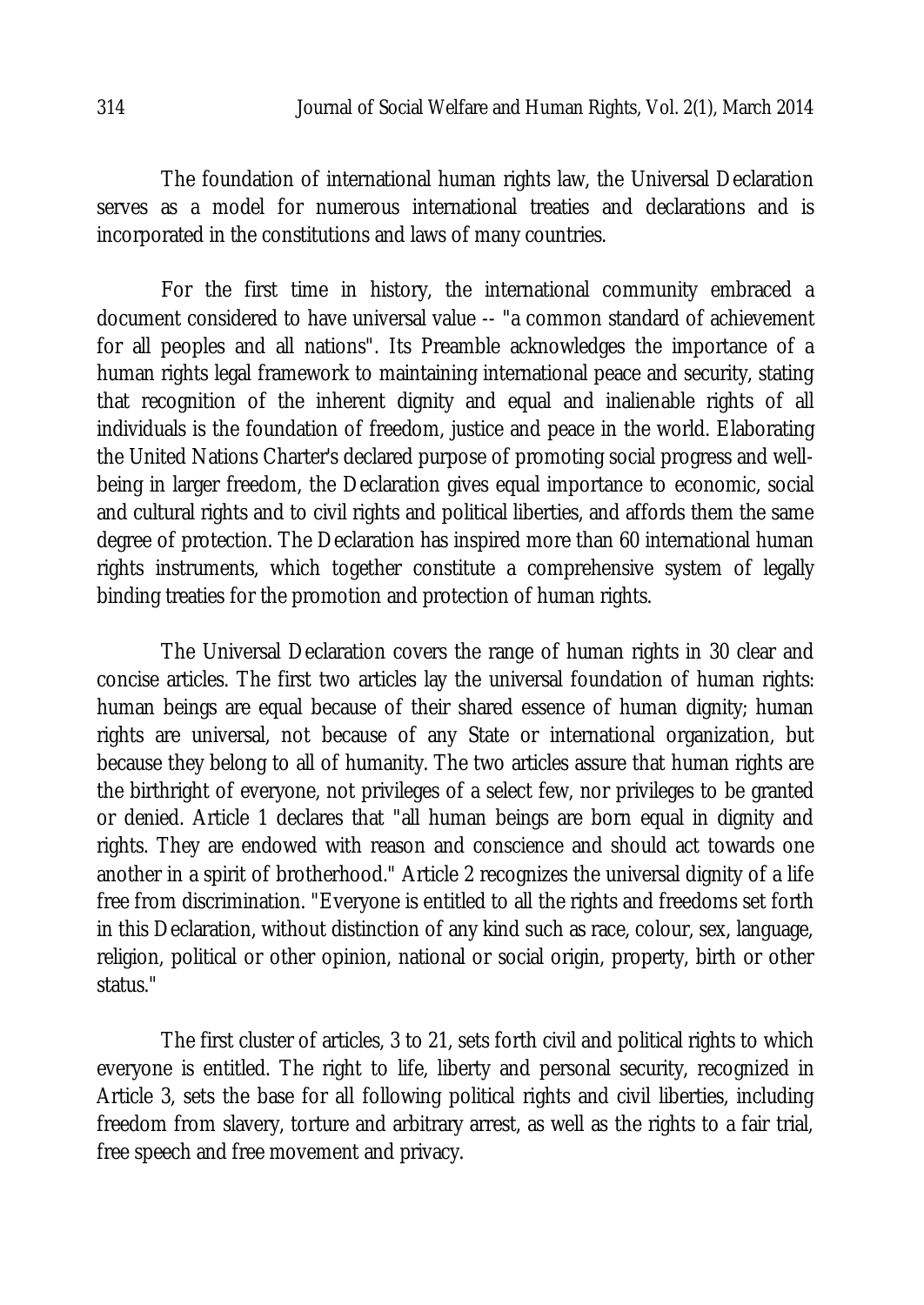The foundation of international human rights law, the Universal Declaration serves as a model for numerous international treaties and declarations and is incorporated in the constitutions and laws of many countries.

For the first time in history, the international community embraced a document considered to have universal value -- "a common standard of achievement for all peoples and all nations". Its Preamble acknowledges the importance of a human rights legal framework to maintaining international peace and security, stating that recognition of the inherent dignity and equal and inalienable rights of all individuals is the foundation of freedom, justice and peace in the world. Elaborating the United Nations Charter's declared purpose of promoting social progress and well-being in larger freedom, the Declaration gives equal importance to economic, social and cultural rights and to civil rights and political liberties, and affords them the same degree of protection. The Declaration has inspired more than 60 international human rights instruments, which together constitute a comprehensive system of legally binding treaties for the promotion and protection of human rights.

The Universal Declaration covers the range of human rights in 30 clear and concise articles. The first two articles lay the universal foundation of human rights: human beings are equal because of their shared essence of human dignity; human rights are universal, not because of any State or international organization, but because they belong to all of humanity. The two articles assure that human rights are the birthright of everyone, not privileges of a select few, nor privileges to be granted or denied. Article 1 declares that "all human beings are born equal in dignity and rights. They are endowed with reason and conscience and should act towards one another in a spirit of brotherhood." Article 2 recognizes the universal dignity of a life free from discrimination. "Everyone is entitled to all the rights and freedoms set forth in this Declaration, without distinction of any kind such as race, colour, sex, language, religion, political or other opinion, national or social origin, property, birth or other status."

The first cluster of articles, 3 to 21, sets forth civil and political rights to which everyone is entitled. The right to life, liberty and personal security, recognized in Article 3, sets the base for all following political rights and civil liberties, including freedom from slavery, torture and arbitrary arrest, as well as the rights to a fair trial, free speech and free movement and privacy.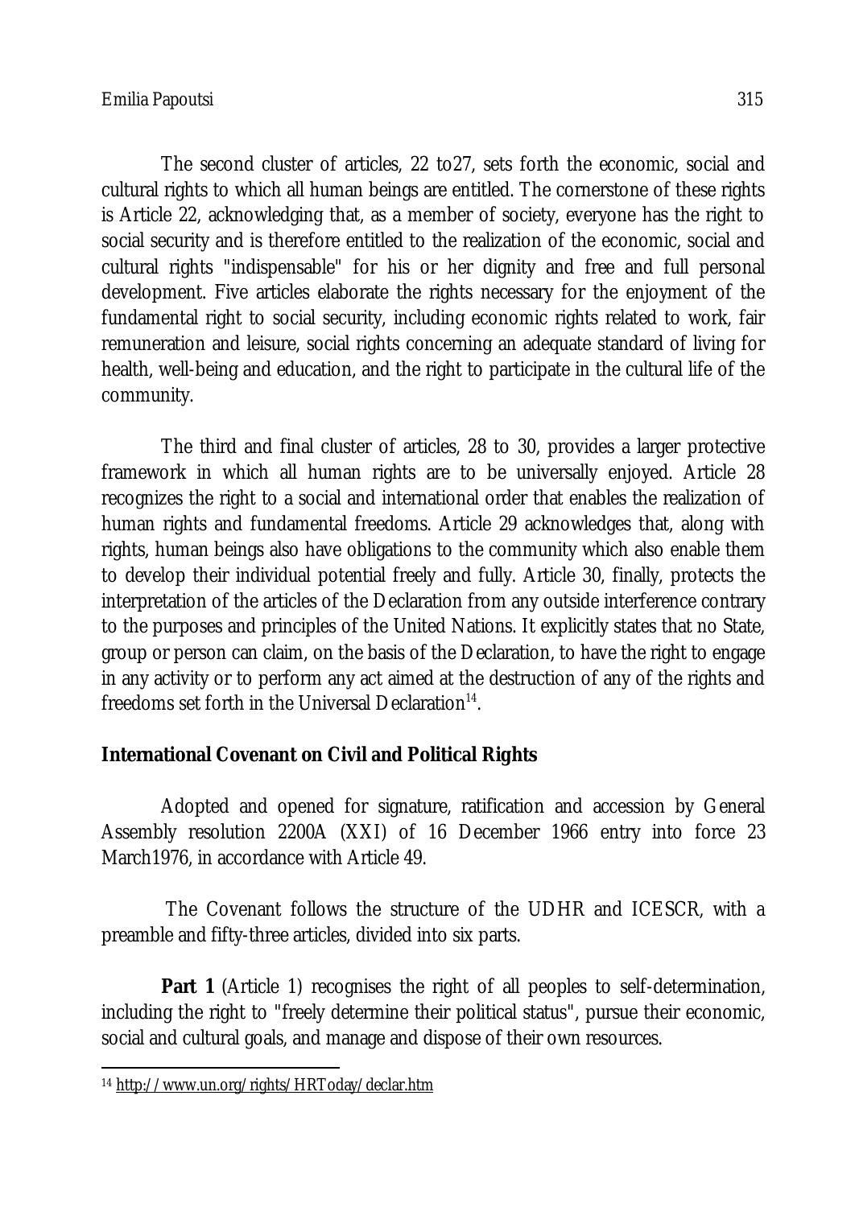The second cluster of articles, 22 to27, sets forth the economic, social and cultural rights to which all human beings are entitled. The cornerstone of these rights is Article 22, acknowledging that, as a member of society, everyone has the right to social security and is therefore entitled to the realization of the economic, social and cultural rights "indispensable" for his or her dignity and free and full personal development. Five articles elaborate the rights necessary for the enjoyment of the fundamental right to social security, including economic rights related to work, fair remuneration and leisure, social rights concerning an adequate standard of living for health, well-being and education, and the right to participate in the cultural life of the community.

The third and final cluster of articles, 28 to 30, provides a larger protective framework in which all human rights are to be universally enjoyed. Article 28 recognizes the right to a social and international order that enables the realization of human rights and fundamental freedoms. Article 29 acknowledges that, along with rights, human beings also have obligations to the community which also enable them to develop their individual potential freely and fully. Article 30, finally, protects the interpretation of the articles of the Declaration from any outside interference contrary to the purposes and principles of the United Nations. It explicitly states that no State, group or person can claim, on the basis of the Declaration, to have the right to engage in any activity or to perform any act aimed at the destruction of any of the rights and freedoms set forth in the Universal Declaration[14].

## International Covenant on Civil and Political Rights

Adopted and opened for signature, ratification and accession by General Assembly resolution 2200A (XXI) of 16 December 1966 entry into force 23 March1976, in accordance with Article 49.

The Covenant follows the structure of the UDHR and ICESCR, with a preamble and fifty-three articles, divided into six parts.

**Part 1** (Article 1) recognises the right of all peoples to self-determination, including the right to "freely determine their political status", pursue their economic, social and cultural goals, and manage and dispose of their own resources.

---

[14] http://www.un.org/rights/HRToday/declar.htm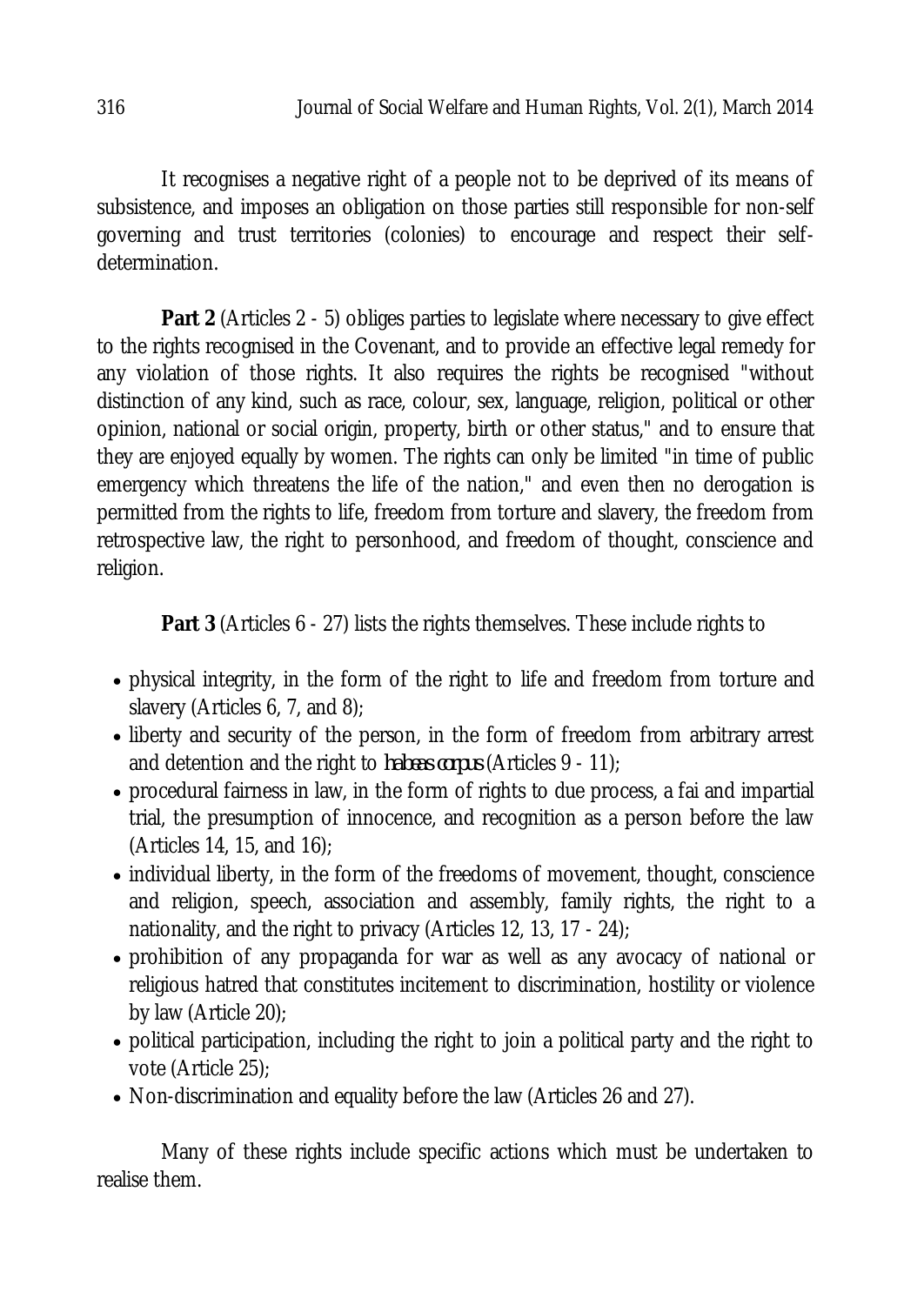It recognises a negative right of a people not to be deprived of its means of subsistence, and imposes an obligation on those parties still responsible for non-self governing and trust territories (colonies) to encourage and respect their self-determination.

**Part 2** (Articles 2 - 5) obliges parties to legislate where necessary to give effect to the rights recognised in the Covenant, and to provide an effective legal remedy for any violation of those rights. It also requires the rights be recognised "without distinction of any kind, such as race, colour, sex, language, religion, political or other opinion, national or social origin, property, birth or other status," and to ensure that they are enjoyed equally by women. The rights can only be limited "in time of public emergency which threatens the life of the nation," and even then no derogation is permitted from the rights to life, freedom from torture and slavery, the freedom from retrospective law, the right to personhood, and freedom of thought, conscience and religion.

**Part 3** (Articles 6 - 27) lists the rights themselves. These include rights to

- physical integrity, in the form of the right to life and freedom from torture and slavery (Articles 6, 7, and 8);
- liberty and security of the person, in the form of freedom from arbitrary arrest and detention and the right to *habeas corpus* (Articles 9 - 11);
- procedural fairness in law, in the form of rights to due process, a fai and impartial trial, the presumption of innocence, and recognition as a person before the law (Articles 14, 15, and 16);
- individual liberty, in the form of the freedoms of movement, thought, conscience and religion, speech, association and assembly, family rights, the right to a nationality, and the right to privacy (Articles 12, 13, 17 - 24);
- prohibition of any propaganda for war as well as any avocacy of national or religious hatred that constitutes incitement to discrimination, hostility or violence by law (Article 20);
- political participation, including the right to join a political party and the right to vote (Article 25);
- Non-discrimination and equality before the law (Articles 26 and 27).

Many of these rights include specific actions which must be undertaken to realise them.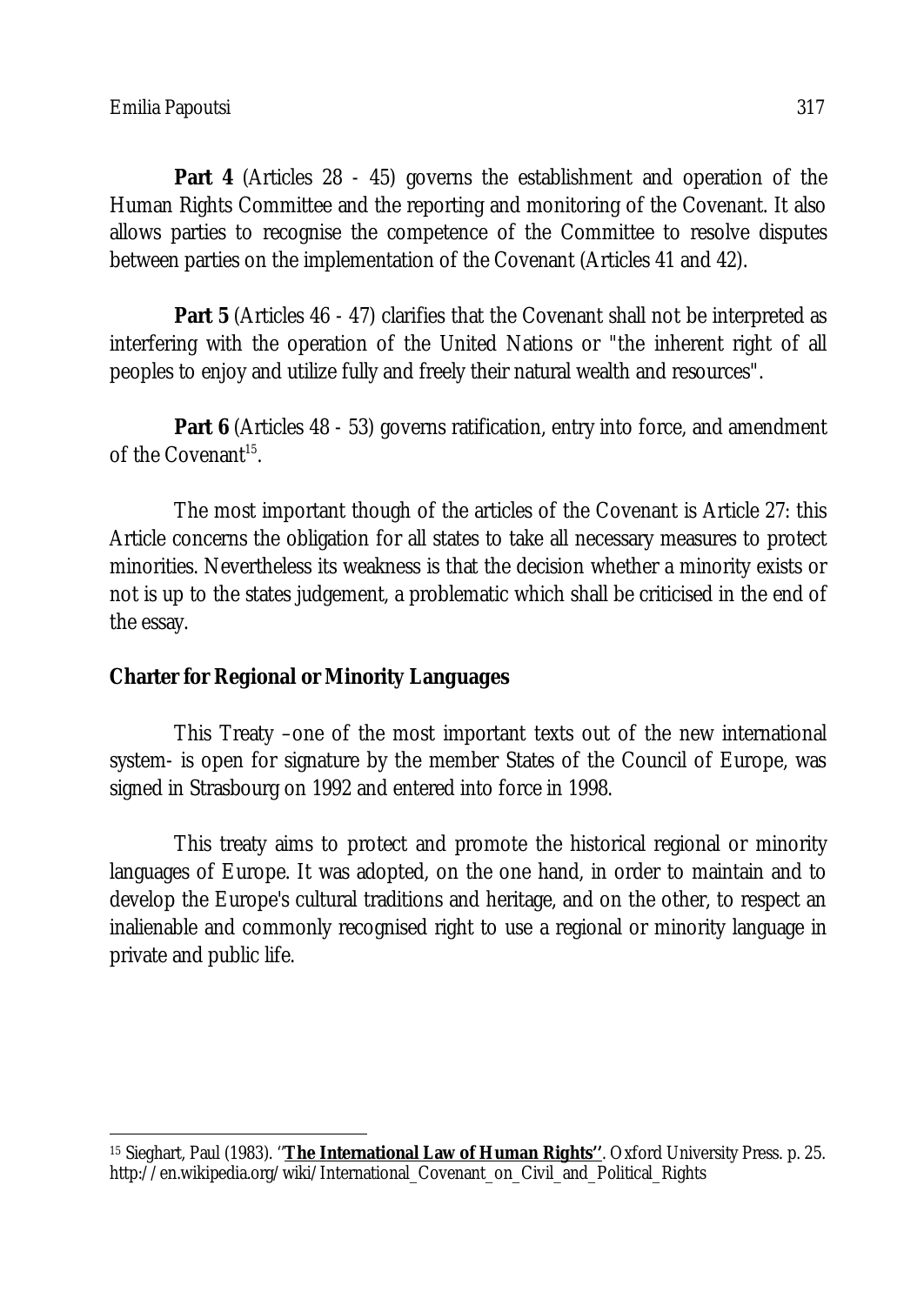**Part 4** (Articles 28 - 45) governs the establishment and operation of the Human Rights Committee and the reporting and monitoring of the Covenant. It also allows parties to recognise the competence of the Committee to resolve disputes between parties on the implementation of the Covenant (Articles 41 and 42).

**Part 5** (Articles 46 - 47) clarifies that the Covenant shall not be interpreted as interfering with the operation of the United Nations or "the inherent right of all peoples to enjoy and utilize fully and freely their natural wealth and resources".

**Part 6** (Articles 48 - 53) governs ratification, entry into force, and amendment of the Covenant[15].

The most important though of the articles of the Covenant is Article 27: this Article concerns the obligation for all states to take all necessary measures to protect minorities. Nevertheless its weakness is that the decision whether a minority exists or not is up to the states judgement, a problematic which shall be criticised in the end of the essay.

**Charter for Regional or Minority Languages**

This Treaty –one of the most important texts out of the new international system- is open for signature by the member States of the Council of Europe, was signed in Strasbourg on 1992 and entered into force in 1998.

This treaty aims to protect and promote the historical regional or minority languages of Europe. It was adopted, on the one hand, in order to maintain and to develop the Europe's cultural traditions and heritage, and on the other, to respect an inalienable and commonly recognised right to use a regional or minority language in private and public life.

---

[15] Sieghart, Paul (1983). ''**The International Law of Human Rights''**. Oxford University Press. p. 25. http://en.wikipedia.org/wiki/International_Covenant_on_Civil_and_Political_Rights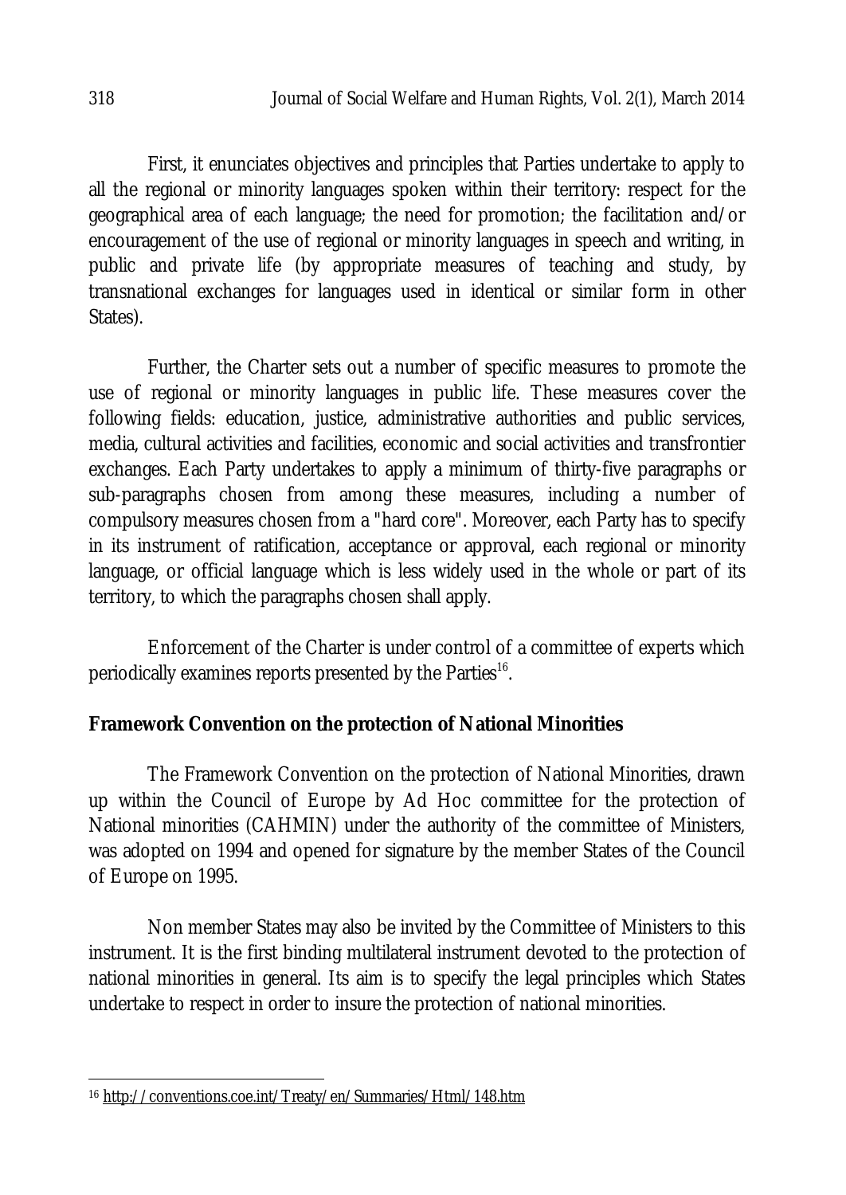First, it enunciates objectives and principles that Parties undertake to apply to all the regional or minority languages spoken within their territory: respect for the geographical area of each language; the need for promotion; the facilitation and/or encouragement of the use of regional or minority languages in speech and writing, in public and private life (by appropriate measures of teaching and study, by transnational exchanges for languages used in identical or similar form in other States).

Further, the Charter sets out a number of specific measures to promote the use of regional or minority languages in public life. These measures cover the following fields: education, justice, administrative authorities and public services, media, cultural activities and facilities, economic and social activities and transfrontier exchanges. Each Party undertakes to apply a minimum of thirty-five paragraphs or sub-paragraphs chosen from among these measures, including a number of compulsory measures chosen from a "hard core". Moreover, each Party has to specify in its instrument of ratification, acceptance or approval, each regional or minority language, or official language which is less widely used in the whole or part of its territory, to which the paragraphs chosen shall apply.

Enforcement of the Charter is under control of a committee of experts which periodically examines reports presented by the Parties[16].

**Framework Convention on the protection of National Minorities**

The Framework Convention on the protection of National Minorities, drawn up within the Council of Europe by Ad Hoc committee for the protection of National minorities (CAHMIN) under the authority of the committee of Ministers, was adopted on 1994 and opened for signature by the member States of the Council of Europe on 1995.

Non member States may also be invited by the Committee of Ministers to this instrument. It is the first binding multilateral instrument devoted to the protection of national minorities in general. Its aim is to specify the legal principles which States undertake to respect in order to insure the protection of national minorities.

---

[16] http://conventions.coe.int/Treaty/en/Summaries/Html/148.htm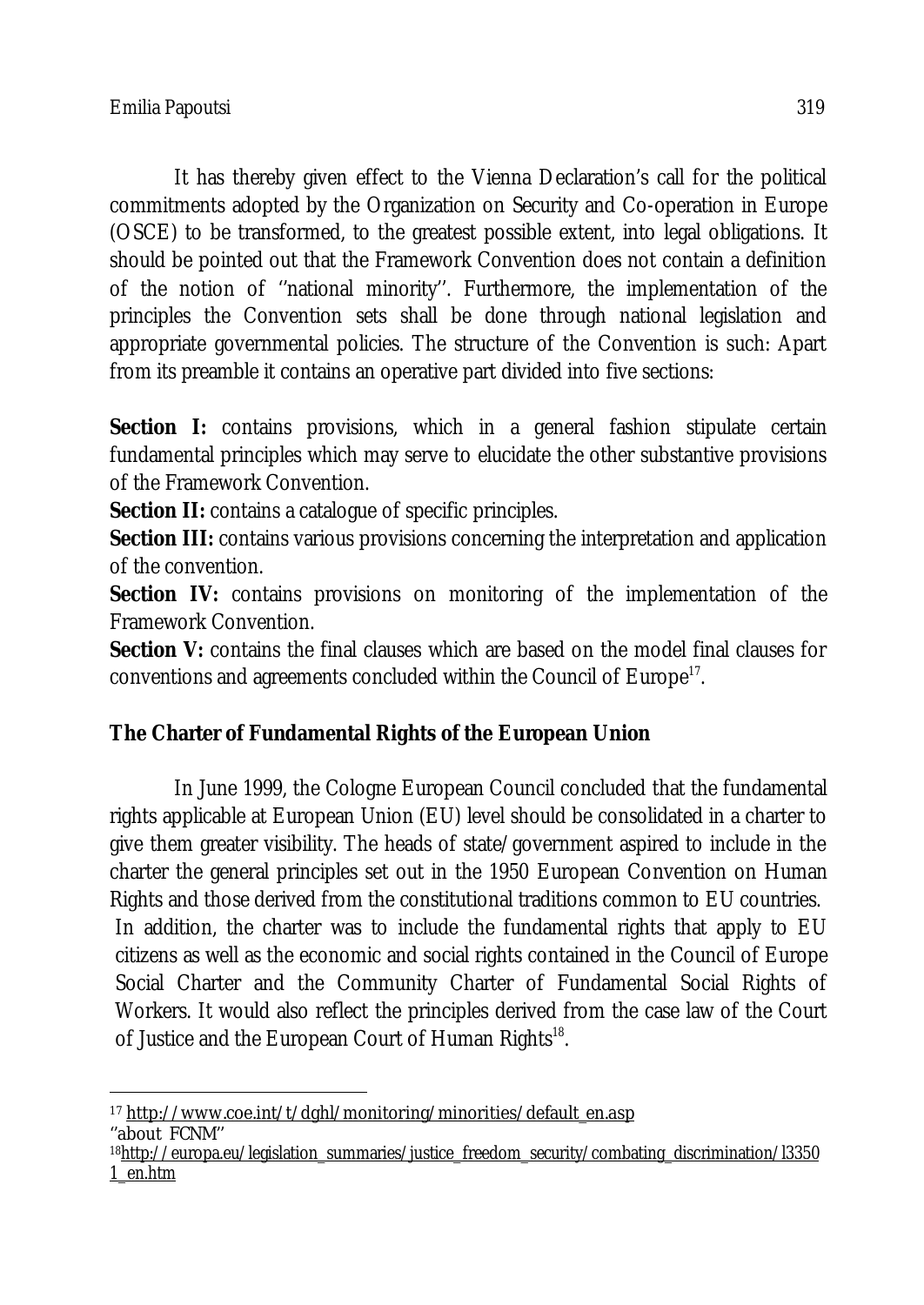It has thereby given effect to the Vienna Declaration's call for the political commitments adopted by the Organization on Security and Co-operation in Europe (OSCE) to be transformed, to the greatest possible extent, into legal obligations. It should be pointed out that the Framework Convention does not contain a definition of the notion of ''national minority''. Furthermore, the implementation of the principles the Convention sets shall be done through national legislation and appropriate governmental policies. The structure of the Convention is such: Apart from its preamble it contains an operative part divided into five sections:

**Section I:** contains provisions, which in a general fashion stipulate certain fundamental principles which may serve to elucidate the other substantive provisions of the Framework Convention.

**Section II:** contains a catalogue of specific principles.

**Section III:** contains various provisions concerning the interpretation and application of the convention.

**Section IV:** contains provisions on monitoring of the implementation of the Framework Convention.

**Section V:** contains the final clauses which are based on the model final clauses for conventions and agreements concluded within the Council of Europe[17].

## The Charter of Fundamental Rights of the European Union

In June 1999, the Cologne European Council concluded that the fundamental rights applicable at European Union (EU) level should be consolidated in a charter to give them greater visibility. The heads of state/government aspired to include in the charter the general principles set out in the 1950 European Convention on Human Rights and those derived from the constitutional traditions common to EU countries. In addition, the charter was to include the fundamental rights that apply to EU citizens as well as the economic and social rights contained in the Council of Europe Social Charter and the Community Charter of Fundamental Social Rights of Workers. It would also reflect the principles derived from the case law of the Court of Justice and the European Court of Human Rights[18].

---

[17] http://www.coe.int/t/dghl/monitoring/minorities/default_en.asp ''about FCNM''

[18] http://europa.eu/legislation_summaries/justice_freedom_security/combating_discrimination/l33501_en.htm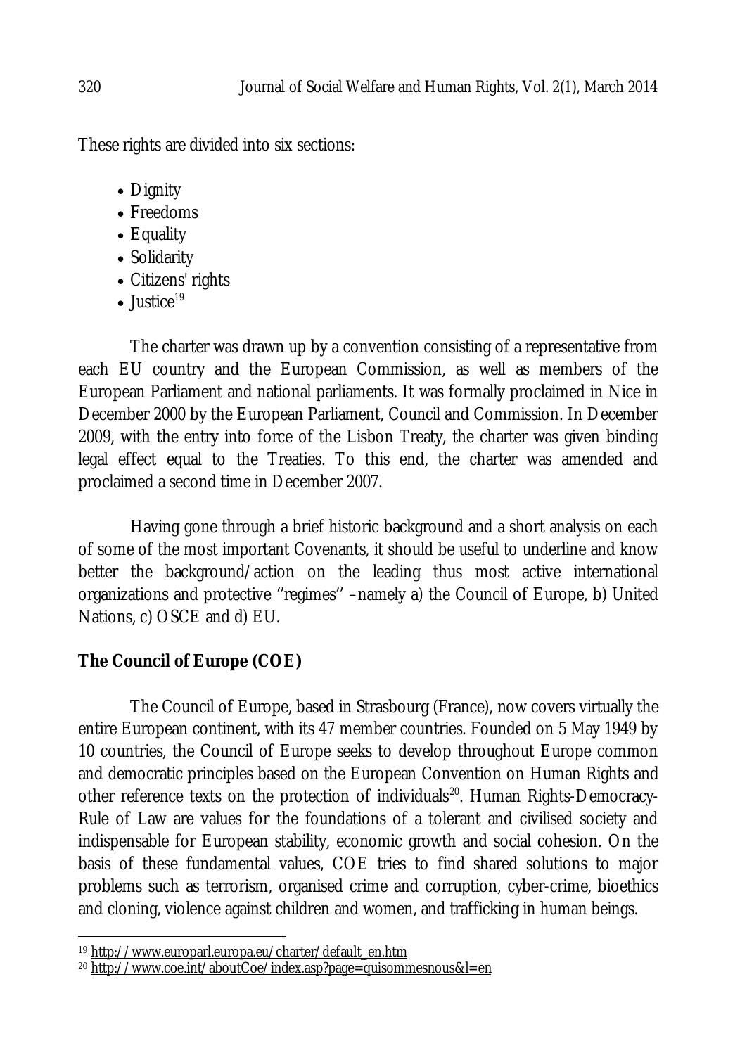These rights are divided into six sections:

- Dignity
- Freedoms
- Equality
- Solidarity
- Citizens' rights
- Justice[19]

The charter was drawn up by a convention consisting of a representative from each EU country and the European Commission, as well as members of the European Parliament and national parliaments. It was formally proclaimed in Nice in December 2000 by the European Parliament, Council and Commission. In December 2009, with the entry into force of the Lisbon Treaty, the charter was given binding legal effect equal to the Treaties. To this end, the charter was amended and proclaimed a second time in December 2007.

Having gone through a brief historic background and a short analysis on each of some of the most important Covenants, it should be useful to underline and know better the background/action on the leading thus most active international organizations and protective ''regimes'' –namely a) the Council of Europe, b) United Nations, c) OSCE and d) EU.

**The Council of Europe (COE)**

The Council of Europe, based in Strasbourg (France), now covers virtually the entire European continent, with its 47 member countries. Founded on 5 May 1949 by 10 countries, the Council of Europe seeks to develop throughout Europe common and democratic principles based on the European Convention on Human Rights and other reference texts on the protection of individuals[20]. Human Rights-Democracy-Rule of Law are values for the foundations of a tolerant and civilised society and indispensable for European stability, economic growth and social cohesion. On the basis of these fundamental values, COE tries to find shared solutions to major problems such as terrorism, organised crime and corruption, cyber-crime, bioethics and cloning, violence against children and women, and trafficking in human beings.

---

[19] http://www.europarl.europa.eu/charter/default_en.htm

[20] http://www.coe.int/aboutCoe/index.asp?page=quisommesnous&l=en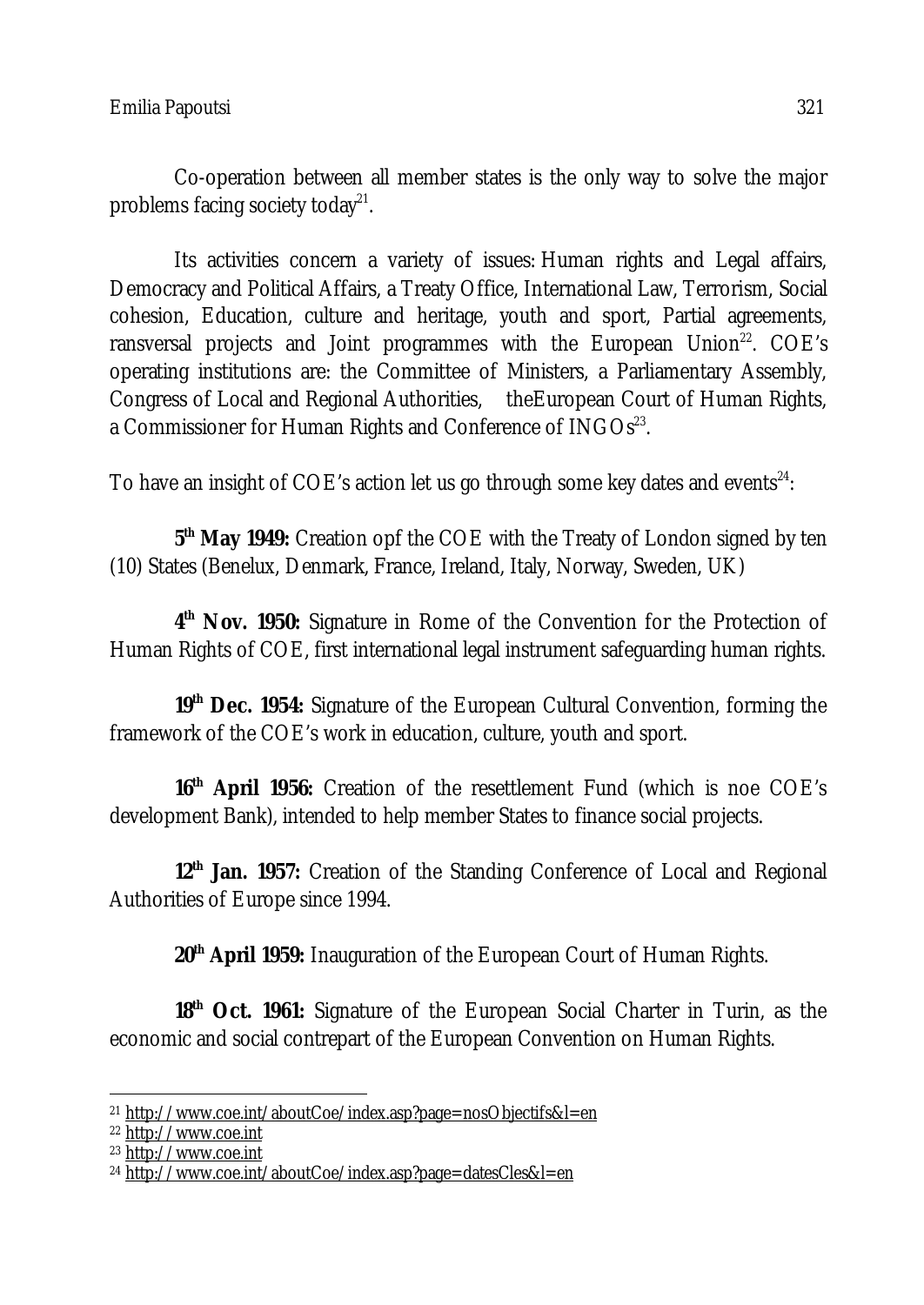Co-operation between all member states is the only way to solve the major problems facing society today[21].

Its activities concern a variety of issues: Human rights and Legal affairs, Democracy and Political Affairs, a Treaty Office, International Law, Terrorism, Social cohesion, Education, culture and heritage, youth and sport, Partial agreements, ransversal projects and Joint programmes with the European Union[22]. COE's operating institutions are: the Committee of Ministers, a Parliamentary Assembly, Congress of Local and Regional Authorities, theEuropean Court of Human Rights, a Commissioner for Human Rights and Conference of INGOs[23].

To have an insight of COE's action let us go through some key dates and events[24]:

**5th May 1949:** Creation opf the COE with the Treaty of London signed by ten (10) States (Benelux, Denmark, France, Ireland, Italy, Norway, Sweden, UK)

**4th Nov. 1950:** Signature in Rome of the Convention for the Protection of Human Rights of COE, first international legal instrument safeguarding human rights.

**19th Dec. 1954:** Signature of the European Cultural Convention, forming the framework of the COE's work in education, culture, youth and sport.

**16th April 1956:** Creation of the resettlement Fund (which is noe COE's development Bank), intended to help member States to finance social projects.

**12th Jan. 1957:** Creation of the Standing Conference of Local and Regional Authorities of Europe since 1994.

**20th April 1959:** Inauguration of the European Court of Human Rights.

**18th Oct. 1961:** Signature of the European Social Charter in Turin, as the economic and social contrepart of the European Convention on Human Rights.

---

[21] http://www.coe.int/aboutCoe/index.asp?page=nosObjectifs&l=en

[22] http://www.coe.int

[23] http://www.coe.int

[24] http://www.coe.int/aboutCoe/index.asp?page=datesCles&l=en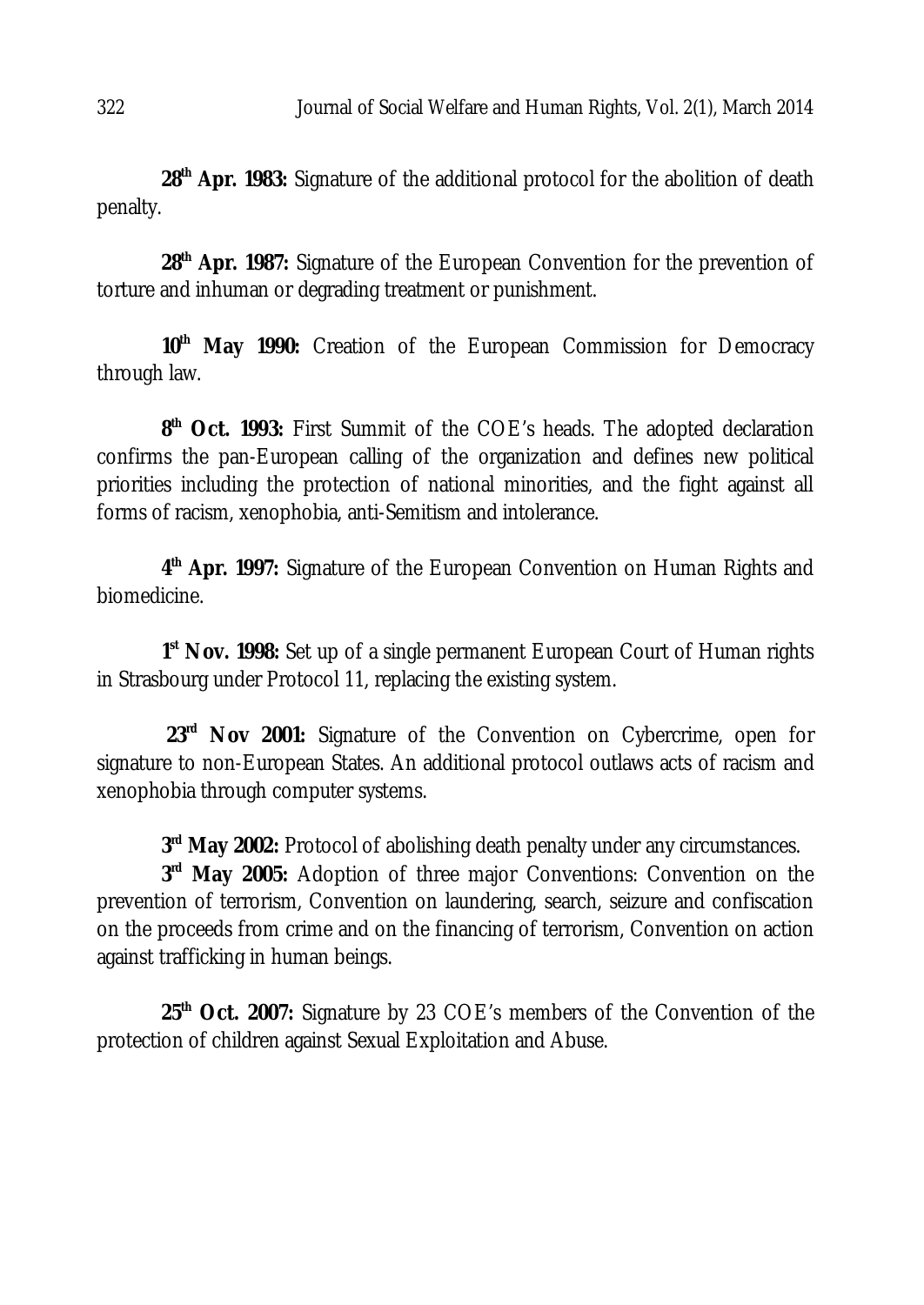**28th Apr. 1983:** Signature of the additional protocol for the abolition of death penalty.

**28th Apr. 1987:** Signature of the European Convention for the prevention of torture and inhuman or degrading treatment or punishment.

**10th May 1990:** Creation of the European Commission for Democracy through law.

**8th Oct. 1993:** First Summit of the COE's heads. The adopted declaration confirms the pan-European calling of the organization and defines new political priorities including the protection of national minorities, and the fight against all forms of racism, xenophobia, anti-Semitism and intolerance.

**4th Apr. 1997:** Signature of the European Convention on Human Rights and biomedicine.

**1st Nov. 1998:** Set up of a single permanent European Court of Human rights in Strasbourg under Protocol 11, replacing the existing system.

**23rd Nov 2001:** Signature of the Convention on Cybercrime, open for signature to non-European States. An additional protocol outlaws acts of racism and xenophobia through computer systems.

**3rd May 2002:** Protocol of abolishing death penalty under any circumstances.

**3rd May 2005:** Adoption of three major Conventions: Convention on the prevention of terrorism, Convention on laundering, search, seizure and confiscation on the proceeds from crime and on the financing of terrorism, Convention on action against trafficking in human beings.

**25th Oct. 2007:** Signature by 23 COE's members of the Convention of the protection of children against Sexual Exploitation and Abuse.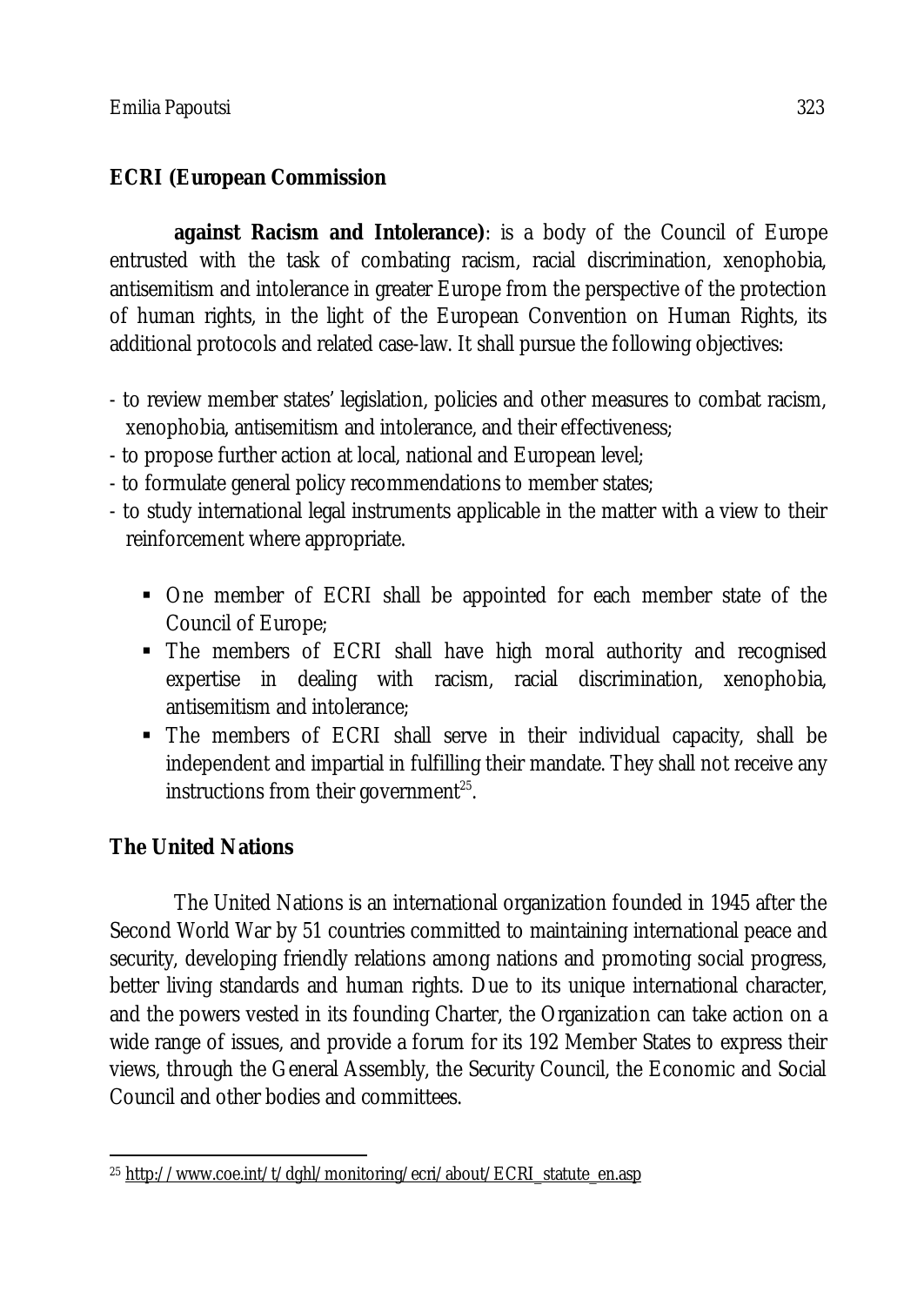**ECRI (European Commission against Racism and Intolerance)**: is a body of the Council of Europe entrusted with the task of combating racism, racial discrimination, xenophobia, antisemitism and intolerance in greater Europe from the perspective of the protection of human rights, in the light of the European Convention on Human Rights, its additional protocols and related case-law. It shall pursue the following objectives:

- to review member states' legislation, policies and other measures to combat racism, xenophobia, antisemitism and intolerance, and their effectiveness;
- to propose further action at local, national and European level;
- to formulate general policy recommendations to member states;
- to study international legal instruments applicable in the matter with a view to their reinforcement where appropriate.

  - One member of ECRI shall be appointed for each member state of the Council of Europe;
  - The members of ECRI shall have high moral authority and recognised expertise in dealing with racism, racial discrimination, xenophobia, antisemitism and intolerance;
  - The members of ECRI shall serve in their individual capacity, shall be independent and impartial in fulfilling their mandate. They shall not receive any instructions from their government[25].

## The United Nations

The United Nations is an international organization founded in 1945 after the Second World War by 51 countries committed to maintaining international peace and security, developing friendly relations among nations and promoting social progress, better living standards and human rights. Due to its unique international character, and the powers vested in its founding Charter, the Organization can take action on a wide range of issues, and provide a forum for its 192 Member States to express their views, through the General Assembly, the Security Council, the Economic and Social Council and other bodies and committees.

[25] http://www.coe.int/t/dghl/monitoring/ecri/about/ECRI_statute_en.asp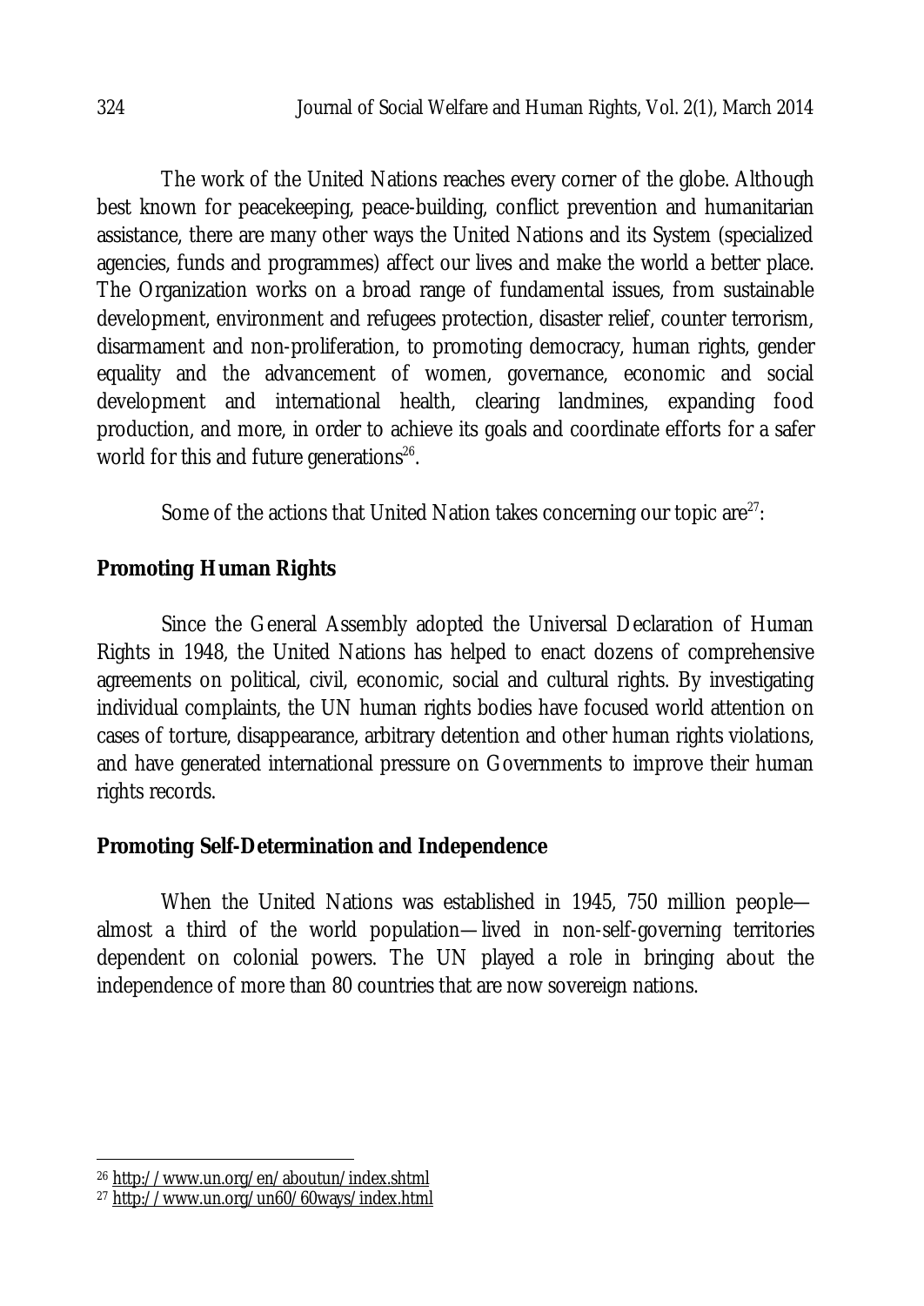The work of the United Nations reaches every corner of the globe. Although best known for peacekeeping, peace-building, conflict prevention and humanitarian assistance, there are many other ways the United Nations and its System (specialized agencies, funds and programmes) affect our lives and make the world a better place. The Organization works on a broad range of fundamental issues, from sustainable development, environment and refugees protection, disaster relief, counter terrorism, disarmament and non-proliferation, to promoting democracy, human rights, gender equality and the advancement of women, governance, economic and social development and international health, clearing landmines, expanding food production, and more, in order to achieve its goals and coordinate efforts for a safer world for this and future generations[26].

Some of the actions that United Nation takes concerning our topic are[27]:

**Promoting Human Rights**

Since the General Assembly adopted the Universal Declaration of Human Rights in 1948, the United Nations has helped to enact dozens of comprehensive agreements on political, civil, economic, social and cultural rights. By investigating individual complaints, the UN human rights bodies have focused world attention on cases of torture, disappearance, arbitrary detention and other human rights violations, and have generated international pressure on Governments to improve their human rights records.

**Promoting Self-Determination and Independence**

When the United Nations was established in 1945, 750 million people—almost a third of the world population—lived in non-self-governing territories dependent on colonial powers. The UN played a role in bringing about the independence of more than 80 countries that are now sovereign nations.

---

[26] http://www.un.org/en/aboutun/index.shtml

[27] http://www.un.org/un60/60ways/index.html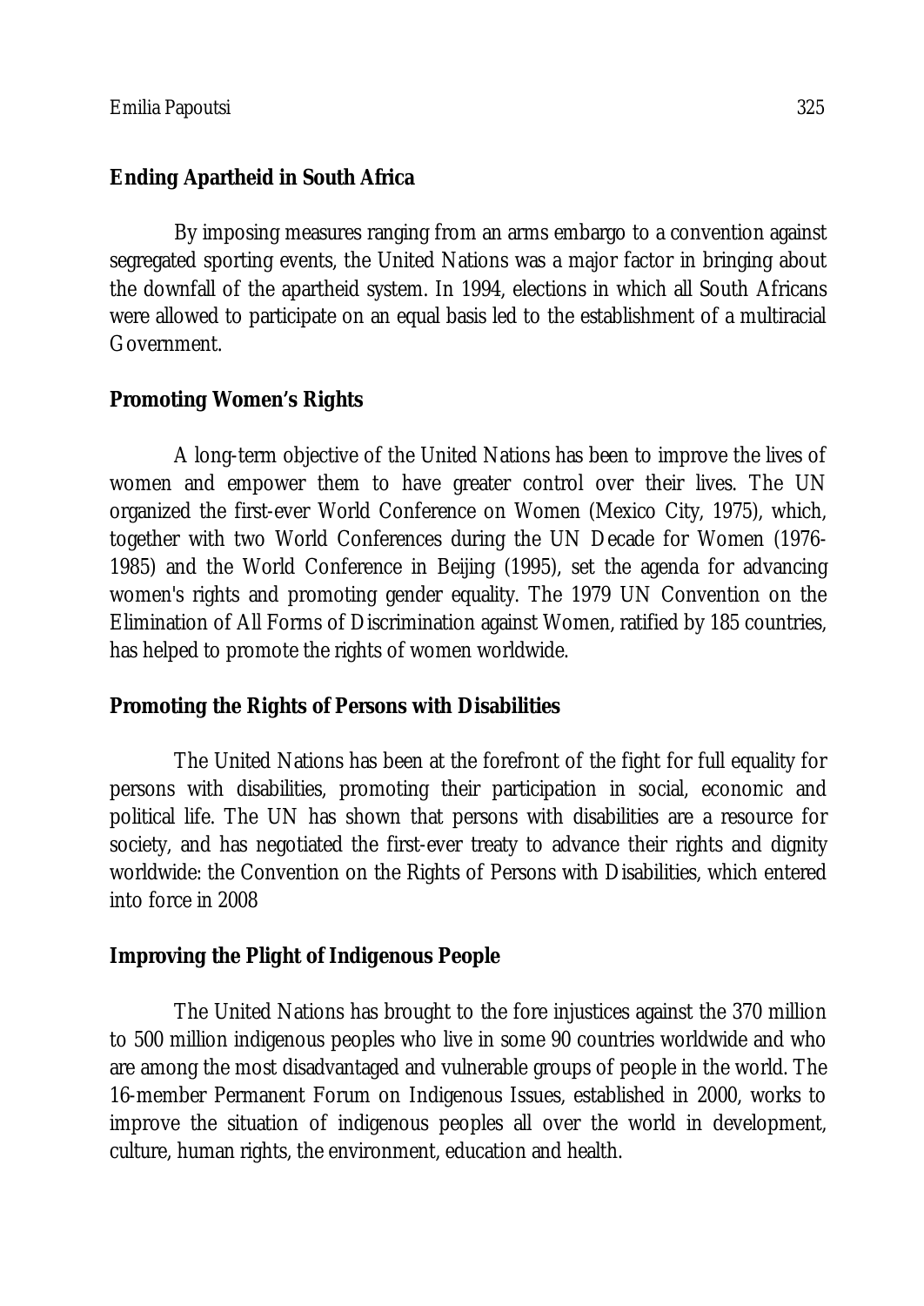**Ending Apartheid in South Africa**

By imposing measures ranging from an arms embargo to a convention against segregated sporting events, the United Nations was a major factor in bringing about the downfall of the apartheid system. In 1994, elections in which all South Africans were allowed to participate on an equal basis led to the establishment of a multiracial Government.

**Promoting Women's Rights**

A long-term objective of the United Nations has been to improve the lives of women and empower them to have greater control over their lives. The UN organized the first-ever World Conference on Women (Mexico City, 1975), which, together with two World Conferences during the UN Decade for Women (1976-1985) and the World Conference in Beijing (1995), set the agenda for advancing women's rights and promoting gender equality. The 1979 UN Convention on the Elimination of All Forms of Discrimination against Women, ratified by 185 countries, has helped to promote the rights of women worldwide.

**Promoting the Rights of Persons with Disabilities**

The United Nations has been at the forefront of the fight for full equality for persons with disabilities, promoting their participation in social, economic and political life. The UN has shown that persons with disabilities are a resource for society, and has negotiated the first-ever treaty to advance their rights and dignity worldwide: the Convention on the Rights of Persons with Disabilities, which entered into force in 2008

**Improving the Plight of Indigenous People**

The United Nations has brought to the fore injustices against the 370 million to 500 million indigenous peoples who live in some 90 countries worldwide and who are among the most disadvantaged and vulnerable groups of people in the world. The 16-member Permanent Forum on Indigenous Issues, established in 2000, works to improve the situation of indigenous peoples all over the world in development, culture, human rights, the environment, education and health.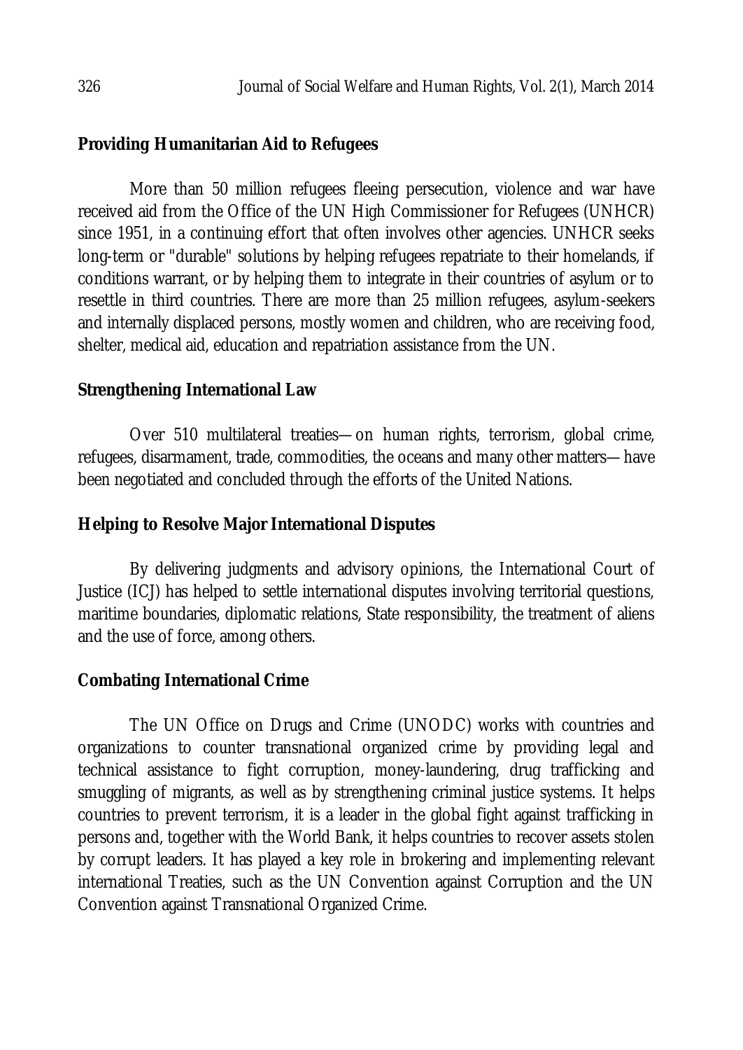### Providing Humanitarian Aid to Refugees

More than 50 million refugees fleeing persecution, violence and war have received aid from the Office of the UN High Commissioner for Refugees (UNHCR) since 1951, in a continuing effort that often involves other agencies. UNHCR seeks long-term or "durable" solutions by helping refugees repatriate to their homelands, if conditions warrant, or by helping them to integrate in their countries of asylum or to resettle in third countries. There are more than 25 million refugees, asylum-seekers and internally displaced persons, mostly women and children, who are receiving food, shelter, medical aid, education and repatriation assistance from the UN.

### Strengthening International Law

Over 510 multilateral treaties—on human rights, terrorism, global crime, refugees, disarmament, trade, commodities, the oceans and many other matters—have been negotiated and concluded through the efforts of the United Nations.

### Helping to Resolve Major International Disputes

By delivering judgments and advisory opinions, the International Court of Justice (ICJ) has helped to settle international disputes involving territorial questions, maritime boundaries, diplomatic relations, State responsibility, the treatment of aliens and the use of force, among others.

### Combating International Crime

The UN Office on Drugs and Crime (UNODC) works with countries and organizations to counter transnational organized crime by providing legal and technical assistance to fight corruption, money-laundering, drug trafficking and smuggling of migrants, as well as by strengthening criminal justice systems. It helps countries to prevent terrorism, it is a leader in the global fight against trafficking in persons and, together with the World Bank, it helps countries to recover assets stolen by corrupt leaders. It has played a key role in brokering and implementing relevant international Treaties, such as the UN Convention against Corruption and the UN Convention against Transnational Organized Crime.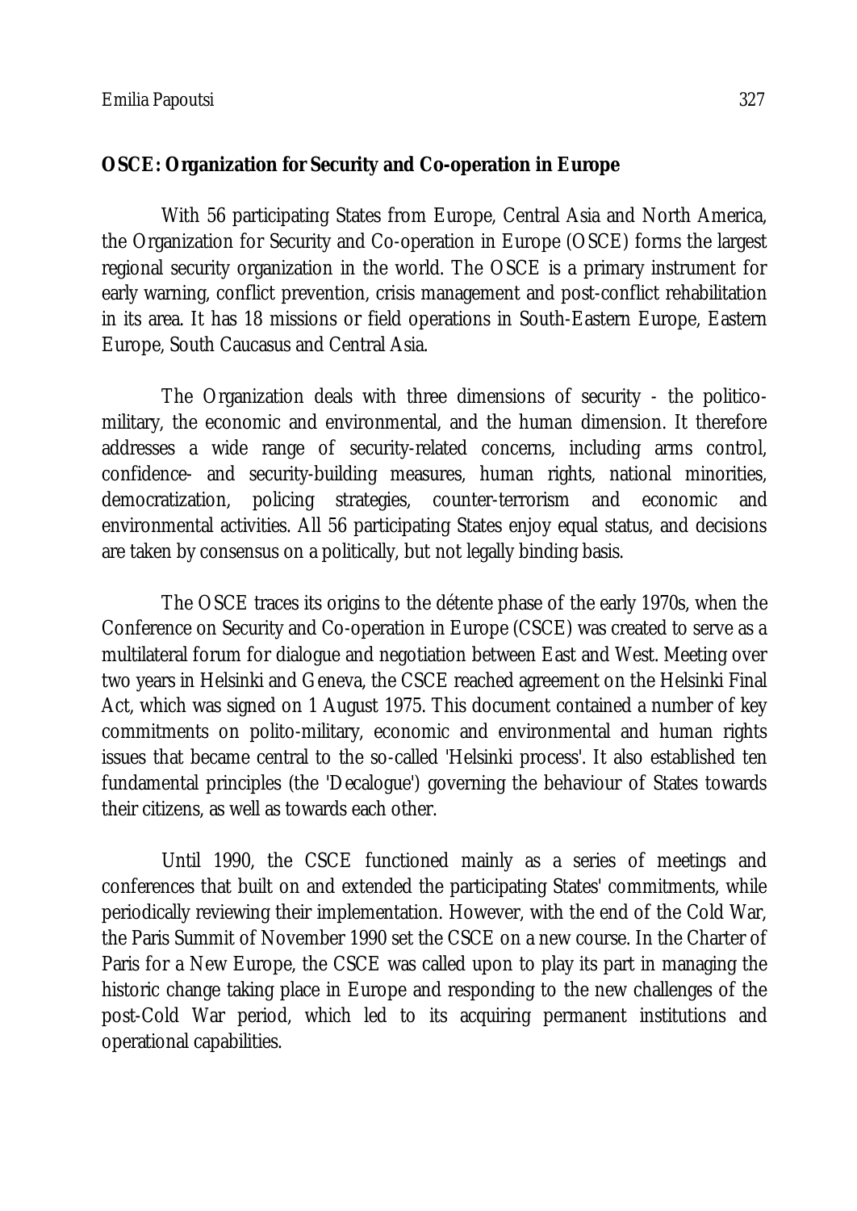**OSCE: Organization for Security and Co-operation in Europe**

With 56 participating States from Europe, Central Asia and North America, the Organization for Security and Co-operation in Europe (OSCE) forms the largest regional security organization in the world. The OSCE is a primary instrument for early warning, conflict prevention, crisis management and post-conflict rehabilitation in its area. It has 18 missions or field operations in South-Eastern Europe, Eastern Europe, South Caucasus and Central Asia.

The Organization deals with three dimensions of security - the politico-military, the economic and environmental, and the human dimension. It therefore addresses a wide range of security-related concerns, including arms control, confidence- and security-building measures, human rights, national minorities, democratization, policing strategies, counter-terrorism and economic and environmental activities. All 56 participating States enjoy equal status, and decisions are taken by consensus on a politically, but not legally binding basis.

The OSCE traces its origins to the détente phase of the early 1970s, when the Conference on Security and Co-operation in Europe (CSCE) was created to serve as a multilateral forum for dialogue and negotiation between East and West. Meeting over two years in Helsinki and Geneva, the CSCE reached agreement on the Helsinki Final Act, which was signed on 1 August 1975. This document contained a number of key commitments on polito-military, economic and environmental and human rights issues that became central to the so-called 'Helsinki process'. It also established ten fundamental principles (the 'Decalogue') governing the behaviour of States towards their citizens, as well as towards each other.

Until 1990, the CSCE functioned mainly as a series of meetings and conferences that built on and extended the participating States' commitments, while periodically reviewing their implementation. However, with the end of the Cold War, the Paris Summit of November 1990 set the CSCE on a new course. In the Charter of Paris for a New Europe, the CSCE was called upon to play its part in managing the historic change taking place in Europe and responding to the new challenges of the post-Cold War period, which led to its acquiring permanent institutions and operational capabilities.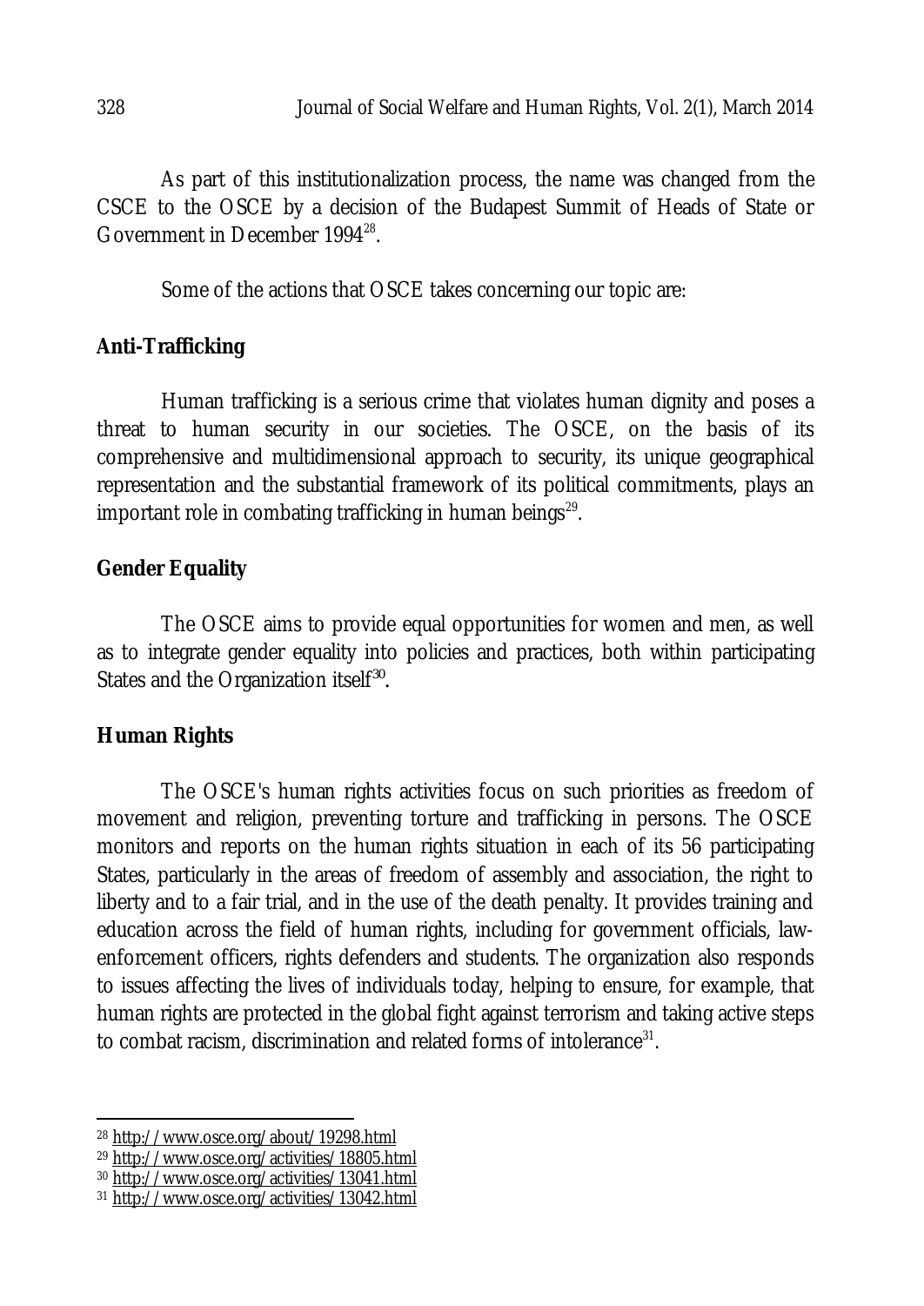As part of this institutionalization process, the name was changed from the CSCE to the OSCE by a decision of the Budapest Summit of Heads of State or Government in December 1994[28].

Some of the actions that OSCE takes concerning our topic are:

**Anti-Trafficking**

Human trafficking is a serious crime that violates human dignity and poses a threat to human security in our societies. The OSCE, on the basis of its comprehensive and multidimensional approach to security, its unique geographical representation and the substantial framework of its political commitments, plays an important role in combating trafficking in human beings[29].

**Gender Equality**

The OSCE aims to provide equal opportunities for women and men, as well as to integrate gender equality into policies and practices, both within participating States and the Organization itself[30].

**Human Rights**

The OSCE's human rights activities focus on such priorities as freedom of movement and religion, preventing torture and trafficking in persons. The OSCE monitors and reports on the human rights situation in each of its 56 participating States, particularly in the areas of freedom of assembly and association, the right to liberty and to a fair trial, and in the use of the death penalty. It provides training and education across the field of human rights, including for government officials, law-enforcement officers, rights defenders and students. The organization also responds to issues affecting the lives of individuals today, helping to ensure, for example, that human rights are protected in the global fight against terrorism and taking active steps to combat racism, discrimination and related forms of intolerance[31].

---

[28] http://www.osce.org/about/19298.html

[29] http://www.osce.org/activities/18805.html

[30] http://www.osce.org/activities/13041.html

[31] http://www.osce.org/activities/13042.html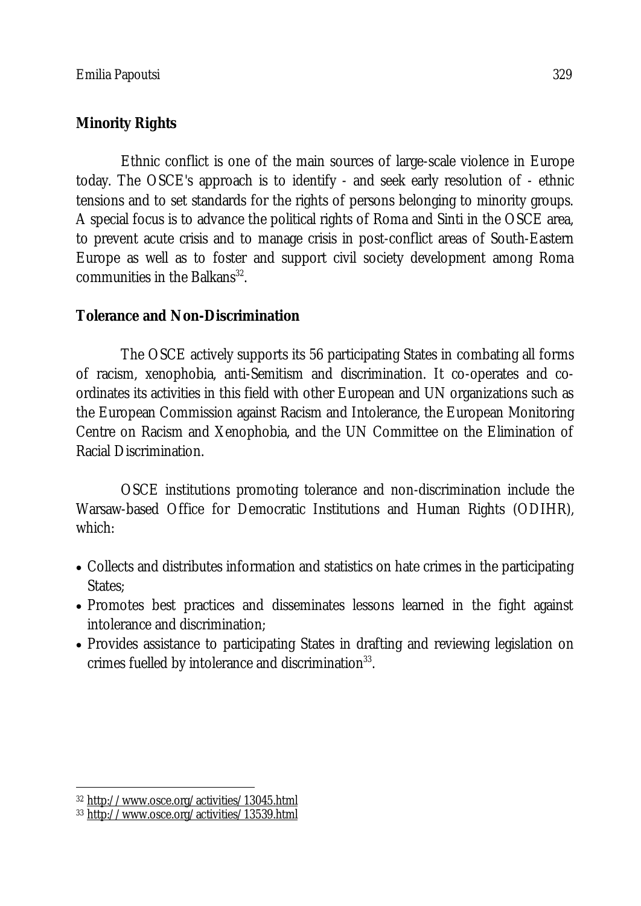## Minority Rights

Ethnic conflict is one of the main sources of large-scale violence in Europe today. The OSCE's approach is to identify - and seek early resolution of - ethnic tensions and to set standards for the rights of persons belonging to minority groups. A special focus is to advance the political rights of Roma and Sinti in the OSCE area, to prevent acute crisis and to manage crisis in post-conflict areas of South-Eastern Europe as well as to foster and support civil society development among Roma communities in the Balkans[32].

## Tolerance and Non-Discrimination

The OSCE actively supports its 56 participating States in combating all forms of racism, xenophobia, anti-Semitism and discrimination. It co-operates and co-ordinates its activities in this field with other European and UN organizations such as the European Commission against Racism and Intolerance, the European Monitoring Centre on Racism and Xenophobia, and the UN Committee on the Elimination of Racial Discrimination.

OSCE institutions promoting tolerance and non-discrimination include the Warsaw-based Office for Democratic Institutions and Human Rights (ODIHR), which:

- Collects and distributes information and statistics on hate crimes in the participating States;
- Promotes best practices and disseminates lessons learned in the fight against intolerance and discrimination;
- Provides assistance to participating States in drafting and reviewing legislation on crimes fuelled by intolerance and discrimination[33].

---

[32] http://www.osce.org/activities/13045.html

[33] http://www.osce.org/activities/13539.html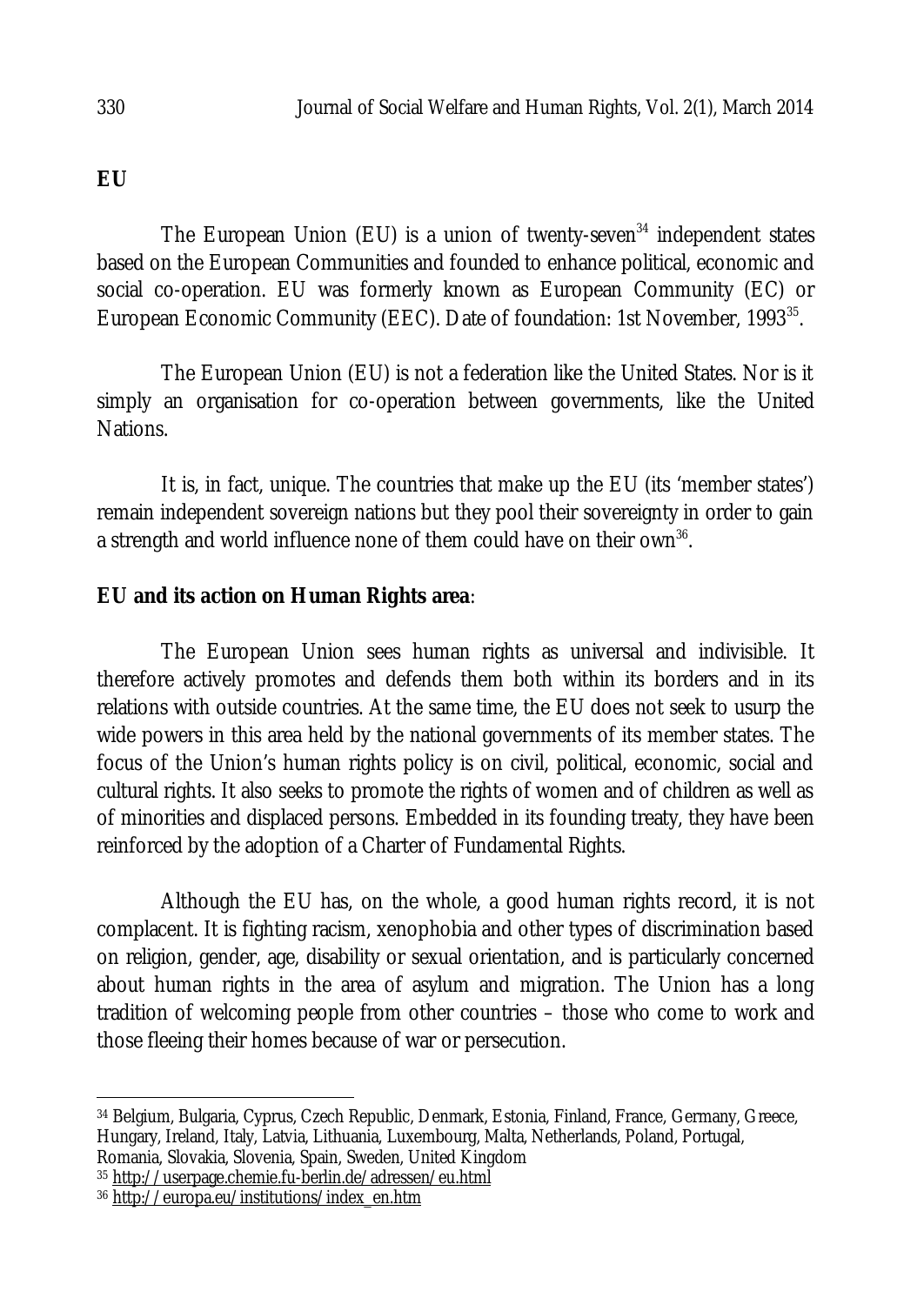**EU**

The European Union (EU) is a union of twenty-seven[34] independent states based on the European Communities and founded to enhance political, economic and social co-operation. EU was formerly known as European Community (EC) or European Economic Community (EEC). Date of foundation: 1st November, 1993[35].

The European Union (EU) is not a federation like the United States. Nor is it simply an organisation for co-operation between governments, like the United Nations.

It is, in fact, unique. The countries that make up the EU (its 'member states') remain independent sovereign nations but they pool their sovereignty in order to gain a strength and world influence none of them could have on their own[36].

**EU and its action on Human Rights area**:

The European Union sees human rights as universal and indivisible. It therefore actively promotes and defends them both within its borders and in its relations with outside countries. At the same time, the EU does not seek to usurp the wide powers in this area held by the national governments of its member states. The focus of the Union's human rights policy is on civil, political, economic, social and cultural rights. It also seeks to promote the rights of women and of children as well as of minorities and displaced persons. Embedded in its founding treaty, they have been reinforced by the adoption of a Charter of Fundamental Rights.

Although the EU has, on the whole, a good human rights record, it is not complacent. It is fighting racism, xenophobia and other types of discrimination based on religion, gender, age, disability or sexual orientation, and is particularly concerned about human rights in the area of asylum and migration. The Union has a long tradition of welcoming people from other countries – those who come to work and those fleeing their homes because of war or persecution.

---

[34] Belgium, Bulgaria, Cyprus, Czech Republic, Denmark, Estonia, Finland, France, Germany, Greece, Hungary, Ireland, Italy, Latvia, Lithuania, Luxembourg, Malta, Netherlands, Poland, Portugal, Romania, Slovakia, Slovenia, Spain, Sweden, United Kingdom

[35] http://userpage.chemie.fu-berlin.de/adressen/eu.html

[36] http://europa.eu/institutions/index_en.htm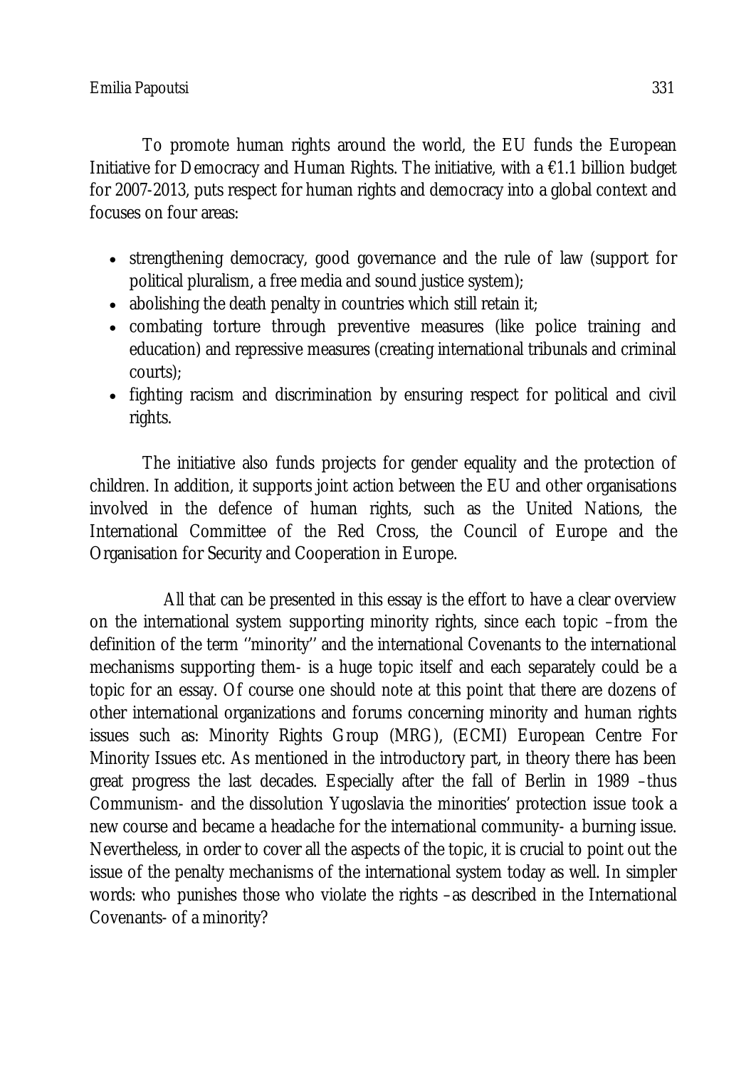To promote human rights around the world, the EU funds the European Initiative for Democracy and Human Rights. The initiative, with a €1.1 billion budget for 2007-2013, puts respect for human rights and democracy into a global context and focuses on four areas:

- strengthening democracy, good governance and the rule of law (support for political pluralism, a free media and sound justice system);
- abolishing the death penalty in countries which still retain it;
- combating torture through preventive measures (like police training and education) and repressive measures (creating international tribunals and criminal courts);
- fighting racism and discrimination by ensuring respect for political and civil rights.

The initiative also funds projects for gender equality and the protection of children. In addition, it supports joint action between the EU and other organisations involved in the defence of human rights, such as the United Nations, the International Committee of the Red Cross, the Council of Europe and the Organisation for Security and Cooperation in Europe.

All that can be presented in this essay is the effort to have a clear overview on the international system supporting minority rights, since each topic –from the definition of the term ''minority'' and the international Covenants to the international mechanisms supporting them- is a huge topic itself and each separately could be a topic for an essay. Of course one should note at this point that there are dozens of other international organizations and forums concerning minority and human rights issues such as: Minority Rights Group (MRG), (ECMI) European Centre For Minority Issues etc. As mentioned in the introductory part, in theory there has been great progress the last decades. Especially after the fall of Berlin in 1989 –thus Communism- and the dissolution Yugoslavia the minorities' protection issue took a new course and became a headache for the international community- a burning issue. Nevertheless, in order to cover all the aspects of the topic, it is crucial to point out the issue of the penalty mechanisms of the international system today as well. In simpler words: who punishes those who violate the rights –as described in the International Covenants- of a minority?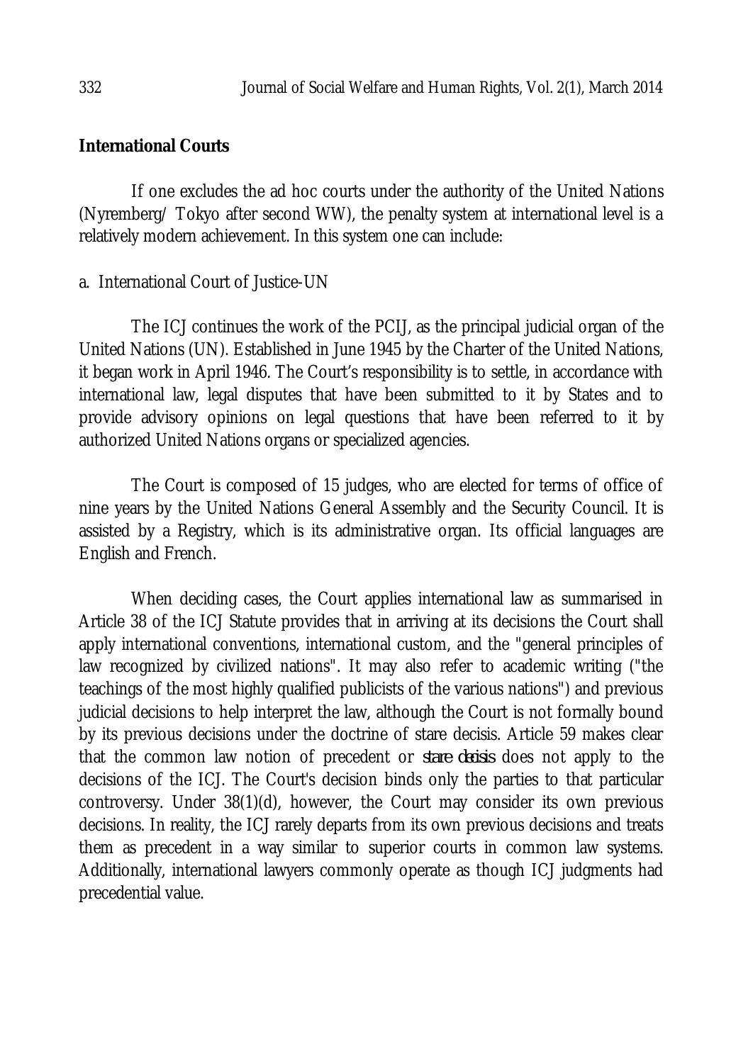**International Courts**

If one excludes the ad hoc courts under the authority of the United Nations (Nyremberg/ Tokyo after second WW), the penalty system at international level is a relatively modern achievement. In this system one can include:

a. International Court of Justice-UN

The ICJ continues the work of the PCIJ, as the principal judicial organ of the United Nations (UN). Established in June 1945 by the Charter of the United Nations, it began work in April 1946. The Court's responsibility is to settle, in accordance with international law, legal disputes that have been submitted to it by States and to provide advisory opinions on legal questions that have been referred to it by authorized United Nations organs or specialized agencies.

The Court is composed of 15 judges, who are elected for terms of office of nine years by the United Nations General Assembly and the Security Council. It is assisted by a Registry, which is its administrative organ. Its official languages are English and French.

When deciding cases, the Court applies international law as summarised in Article 38 of the ICJ Statute provides that in arriving at its decisions the Court shall apply international conventions, international custom, and the "general principles of law recognized by civilized nations". It may also refer to academic writing ("the teachings of the most highly qualified publicists of the various nations") and previous judicial decisions to help interpret the law, although the Court is not formally bound by its previous decisions under the doctrine of stare decisis. Article 59 makes clear that the common law notion of precedent or *stare decisis* does not apply to the decisions of the ICJ. The Court's decision binds only the parties to that particular controversy. Under 38(1)(d), however, the Court may consider its own previous decisions. In reality, the ICJ rarely departs from its own previous decisions and treats them as precedent in a way similar to superior courts in common law systems. Additionally, international lawyers commonly operate as though ICJ judgments had precedential value.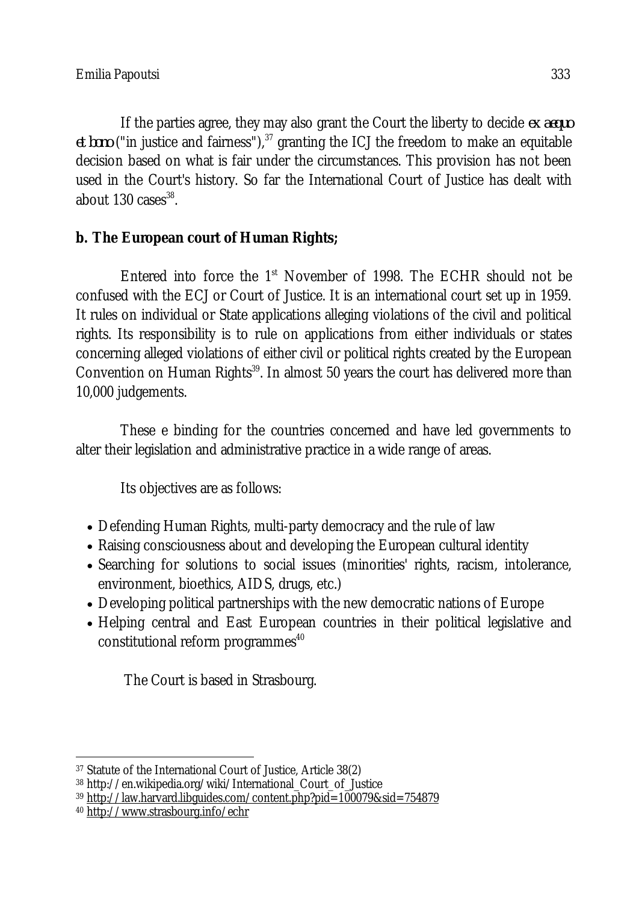If the parties agree, they may also grant the Court the liberty to decide *ex aequo et bono* ("in justice and fairness"),[37] granting the ICJ the freedom to make an equitable decision based on what is fair under the circumstances. This provision has not been used in the Court's history. So far the International Court of Justice has dealt with about 130 cases[38].

**b. The European court of Human Rights;**

Entered into force the 1st November of 1998. The ECHR should not be confused with the ECJ or Court of Justice. It is an international court set up in 1959. It rules on individual or State applications alleging violations of the civil and political rights. Its responsibility is to rule on applications from either individuals or states concerning alleged violations of either civil or political rights created by the European Convention on Human Rights[39]. In almost 50 years the court has delivered more than 10,000 judgements.

These e binding for the countries concerned and have led governments to alter their legislation and administrative practice in a wide range of areas.

Its objectives are as follows:

- Defending Human Rights, multi-party democracy and the rule of law
- Raising consciousness about and developing the European cultural identity
- Searching for solutions to social issues (minorities' rights, racism, intolerance, environment, bioethics, AIDS, drugs, etc.)
- Developing political partnerships with the new democratic nations of Europe
- Helping central and East European countries in their political legislative and constitutional reform programmes[40]

The Court is based in Strasbourg.

---

[37] Statute of the International Court of Justice, Article 38(2)

[38] http://en.wikipedia.org/wiki/International_Court_of_Justice

[39] http://law.harvard.libguides.com/content.php?pid=100079&sid=754879

[40] http://www.strasbourg.info/echr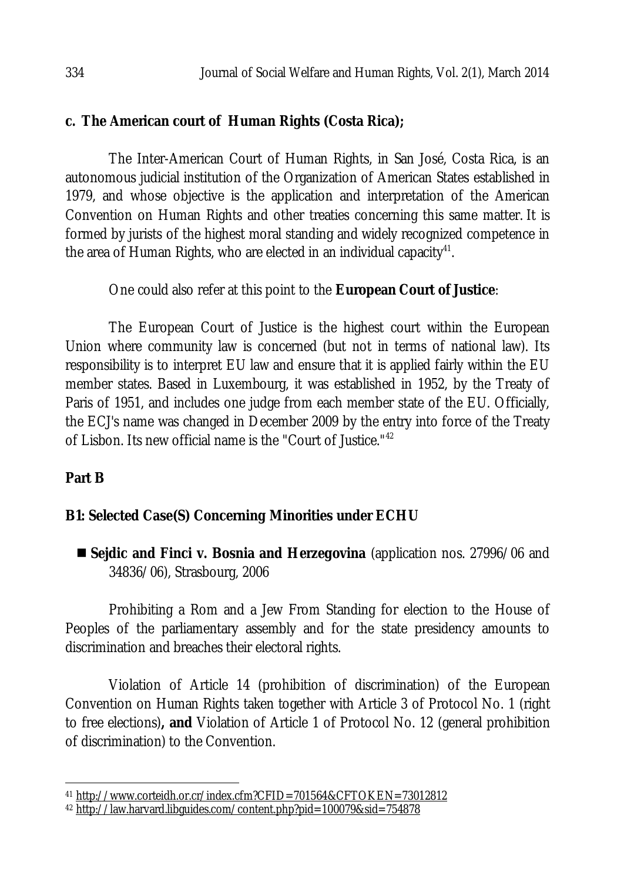**c. The American court of Human Rights (Costa Rica);**

The Inter-American Court of Human Rights, in San José, Costa Rica, is an autonomous judicial institution of the Organization of American States established in 1979, and whose objective is the application and interpretation of the American Convention on Human Rights and other treaties concerning this same matter. It is formed by jurists of the highest moral standing and widely recognized competence in the area of Human Rights, who are elected in an individual capacity[41].

One could also refer at this point to the **European Court of Justice**:

The European Court of Justice is the highest court within the European Union where community law is concerned (but not in terms of national law). Its responsibility is to interpret EU law and ensure that it is applied fairly within the EU member states. Based in Luxembourg, it was established in 1952, by the Treaty of Paris of 1951, and includes one judge from each member state of the EU. Officially, the ECJ's name was changed in December 2009 by the entry into force of the Treaty of Lisbon. Its new official name is the "Court of Justice."[42]

## Part B

### B1: Selected Case(S) Concerning Minorities under ECHU

- **Sejdic and Finci v. Bosnia and Herzegovina** (application nos. 27996/06 and 34836/06), Strasbourg, 2006

Prohibiting a Rom and a Jew From Standing for election to the House of Peoples of the parliamentary assembly and for the state presidency amounts to discrimination and breaches their electoral rights.

Violation of Article 14 (prohibition of discrimination) of the European Convention on Human Rights taken together with Article 3 of Protocol No. 1 (right to free elections)**, and** Violation of Article 1 of Protocol No. 12 (general prohibition of discrimination) to the Convention.

[41] http://www.corteidh.or.cr/index.cfm?CFID=701564&CFTOKEN=73012812

[42] http://law.harvard.libguides.com/content.php?pid=100079&sid=754878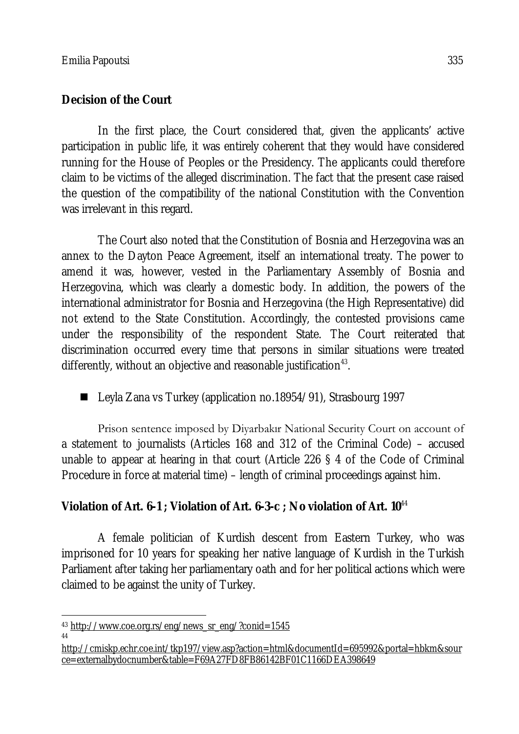**Decision of the Court**

In the first place, the Court considered that, given the applicants' active participation in public life, it was entirely coherent that they would have considered running for the House of Peoples or the Presidency. The applicants could therefore claim to be victims of the alleged discrimination. The fact that the present case raised the question of the compatibility of the national Constitution with the Convention was irrelevant in this regard.

The Court also noted that the Constitution of Bosnia and Herzegovina was an annex to the Dayton Peace Agreement, itself an international treaty. The power to amend it was, however, vested in the Parliamentary Assembly of Bosnia and Herzegovina, which was clearly a domestic body. In addition, the powers of the international administrator for Bosnia and Herzegovina (the High Representative) did not extend to the State Constitution. Accordingly, the contested provisions came under the responsibility of the respondent State. The Court reiterated that discrimination occurred every time that persons in similar situations were treated differently, without an objective and reasonable justification[43].

- Leyla Zana vs Turkey (application no.18954/91), Strasbourg 1997

Prison sentence imposed by Diyarbakır National Security Court on account of a statement to journalists (Articles 168 and 312 of the Criminal Code) – accused unable to appear at hearing in that court (Article 226 § 4 of the Code of Criminal Procedure in force at material time) – length of criminal proceedings against him.

**Violation of Art. 6-1 ; Violation of Art. 6-3-c ; No violation of Art. 10**[44]

A female politician of Kurdish descent from Eastern Turkey, who was imprisoned for 10 years for speaking her native language of Kurdish in the Turkish Parliament after taking her parliamentary oath and for her political actions which were claimed to be against the unity of Turkey.

---

[43] http://www.coe.org.rs/eng/news_sr_eng/?conid=1545

[44] http://cmiskp.echr.coe.int/tkp197/view.asp?action=html&documentId=695992&portal=hbkm&source=externalbydocnumber&table=F69A27FD8FB86142BF01C1166DEA398649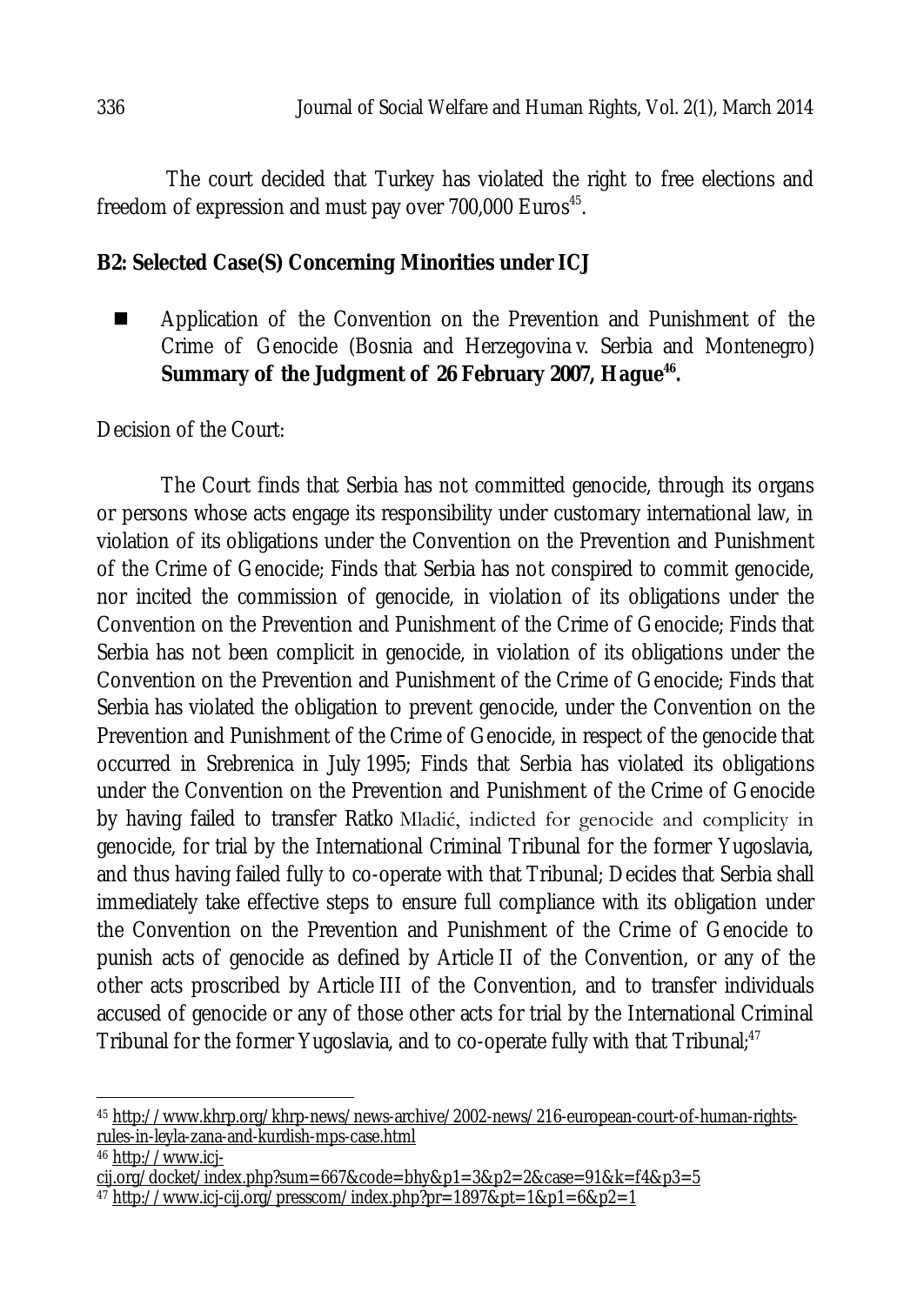The court decided that Turkey has violated the right to free elections and freedom of expression and must pay over 700,000 Euros[45].

**B2: Selected Case(S) Concerning Minorities under ICJ**

- Application of the Convention on the Prevention and Punishment of the Crime of Genocide (Bosnia and Herzegovina v. Serbia and Montenegro) **Summary of the Judgment of 26 February 2007, Hague[46].**

Decision of the Court:

The Court finds that Serbia has not committed genocide, through its organs or persons whose acts engage its responsibility under customary international law, in violation of its obligations under the Convention on the Prevention and Punishment of the Crime of Genocide; Finds that Serbia has not conspired to commit genocide, nor incited the commission of genocide, in violation of its obligations under the Convention on the Prevention and Punishment of the Crime of Genocide; Finds that Serbia has not been complicit in genocide, in violation of its obligations under the Convention on the Prevention and Punishment of the Crime of Genocide; Finds that Serbia has violated the obligation to prevent genocide, under the Convention on the Prevention and Punishment of the Crime of Genocide, in respect of the genocide that occurred in Srebrenica in July 1995; Finds that Serbia has violated its obligations under the Convention on the Prevention and Punishment of the Crime of Genocide by having failed to transfer Ratko Mladić, indicted for genocide and complicity in genocide, for trial by the International Criminal Tribunal for the former Yugoslavia, and thus having failed fully to co-operate with that Tribunal; Decides that Serbia shall immediately take effective steps to ensure full compliance with its obligation under the Convention on the Prevention and Punishment of the Crime of Genocide to punish acts of genocide as defined by Article II of the Convention, or any of the other acts proscribed by Article III of the Convention, and to transfer individuals accused of genocide or any of those other acts for trial by the International Criminal Tribunal for the former Yugoslavia, and to co-operate fully with that Tribunal;[47]

---

[45] http://www.khrp.org/khrp-news/news-archive/2002-news/216-european-court-of-human-rights-rules-in-leyla-zana-and-kurdish-mps-case.html

[46] http://www.icj-cij.org/docket/index.php?sum=667&code=bhy&p1=3&p2=2&case=91&k=f4&p3=5

[47] http://www.icj-cij.org/presscom/index.php?pr=1897&pt=1&p1=6&p2=1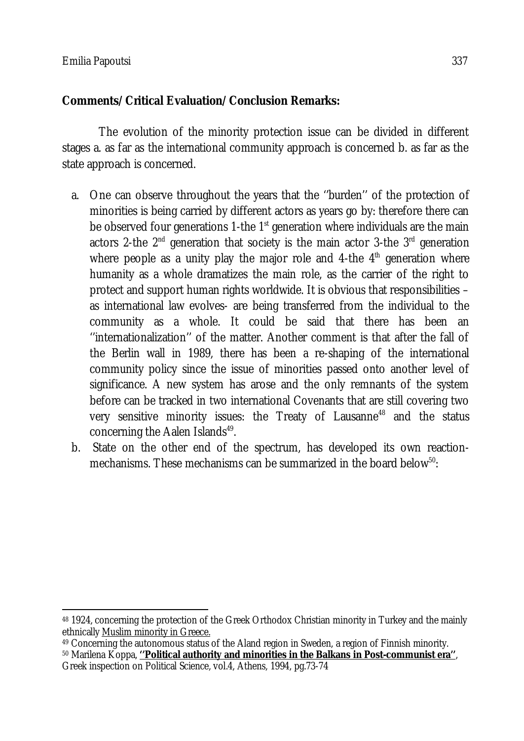**Comments/Critical Evaluation/Conclusion Remarks:**

The evolution of the minority protection issue can be divided in different stages a. as far as the international community approach is concerned b. as far as the state approach is concerned.

a. One can observe throughout the years that the ''burden'' of the protection of minorities is being carried by different actors as years go by: therefore there can be observed four generations 1-the 1st generation where individuals are the main actors 2-the 2nd generation that society is the main actor 3-the 3rd generation where people as a unity play the major role and 4-the 4th generation where humanity as a whole dramatizes the main role, as the carrier of the right to protect and support human rights worldwide. It is obvious that responsibilities –as international law evolves- are being transferred from the individual to the community as a whole. It could be said that there has been an ''internationalization'' of the matter. Another comment is that after the fall of the Berlin wall in 1989, there has been a re-shaping of the international community policy since the issue of minorities passed onto another level of significance. A new system has arose and the only remnants of the system before can be tracked in two international Covenants that are still covering two very sensitive minority issues: the Treaty of Lausanne[48] and the status concerning the Aalen Islands[49].
b. State on the other end of the spectrum, has developed its own reaction-mechanisms. These mechanisms can be summarized in the board below[50]:

---

[48] 1924, concerning the protection of the Greek Orthodox Christian minority in Turkey and the mainly ethnically Muslim minority in Greece.

[49] Concerning the autonomous status of the Aland region in Sweden, a region of Finnish minority.

[50] Marilena Koppa, **''Political authority and minorities in the Balkans in Post-communist era''**, Greek inspection on Political Science, vol.4, Athens, 1994, pg.73-74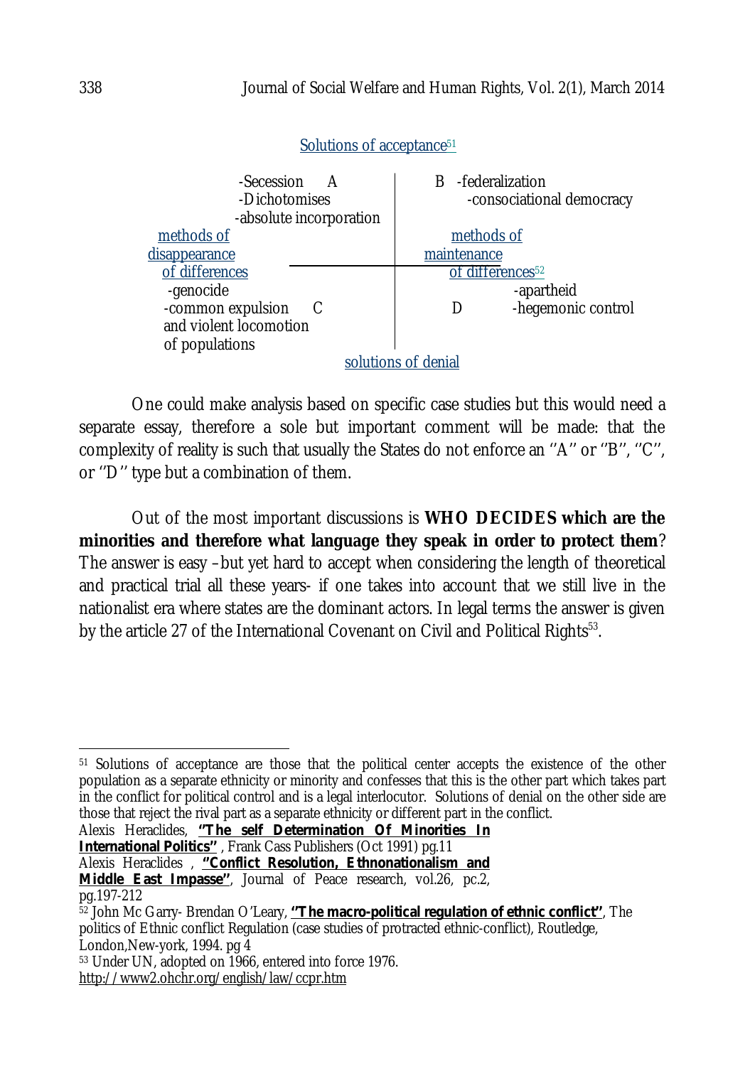Solutions of acceptance[51]

| methods of disappearance of differences | | methods of maintenance of differences[52] |
|---|---|---|
| -Secession A<br>-Dichotomises<br>-absolute incorporation | | B -federalization<br>-consociational democracy |
| -genocide<br>-common expulsion C<br>and violent locomotion<br>of populations | | D -apartheid<br>-hegemonic control |

solutions of denial

One could make analysis based on specific case studies but this would need a separate essay, therefore a sole but important comment will be made: that the complexity of reality is such that usually the States do not enforce an ''A'' or ''B'', ''C'', or ''D'' type but a combination of them.

Out of the most important discussions is **WHO DECIDES which are the minorities and therefore what language they speak in order to protect them**? The answer is easy –but yet hard to accept when considering the length of theoretical and practical trial all these years- if one takes into account that we still live in the nationalist era where states are the dominant actors. In legal terms the answer is given by the article 27 of the International Covenant on Civil and Political Rights[53].

---

[51] Solutions of acceptance are those that the political center accepts the existence of the other population as a separate ethnicity or minority and confesses that this is the other part which takes part in the conflict for political control and is a legal interlocutor. Solutions of denial on the other side are those that reject the rival part as a separate ethnicity or different part in the conflict.
Alexis Heraclides, **''The self Determination Of Minorities In International Politics''** , Frank Cass Publishers (Oct 1991) pg.11
Alexis Heraclides , **''Conflict Resolution, Ethnonationalism and Middle East Impasse''**, Journal of Peace research, vol.26, pc.2, pg.197-212

[52] John Mc Garry- Brendan O'Leary, **''The macro-political regulation of ethnic conflict''**, The politics of Ethnic conflict Regulation (case studies of protracted ethnic-conflict), Routledge, London,New-york, 1994. pg 4

[53] Under UN, adopted on 1966, entered into force 1976.
http://www2.ohchr.org/english/law/ccpr.htm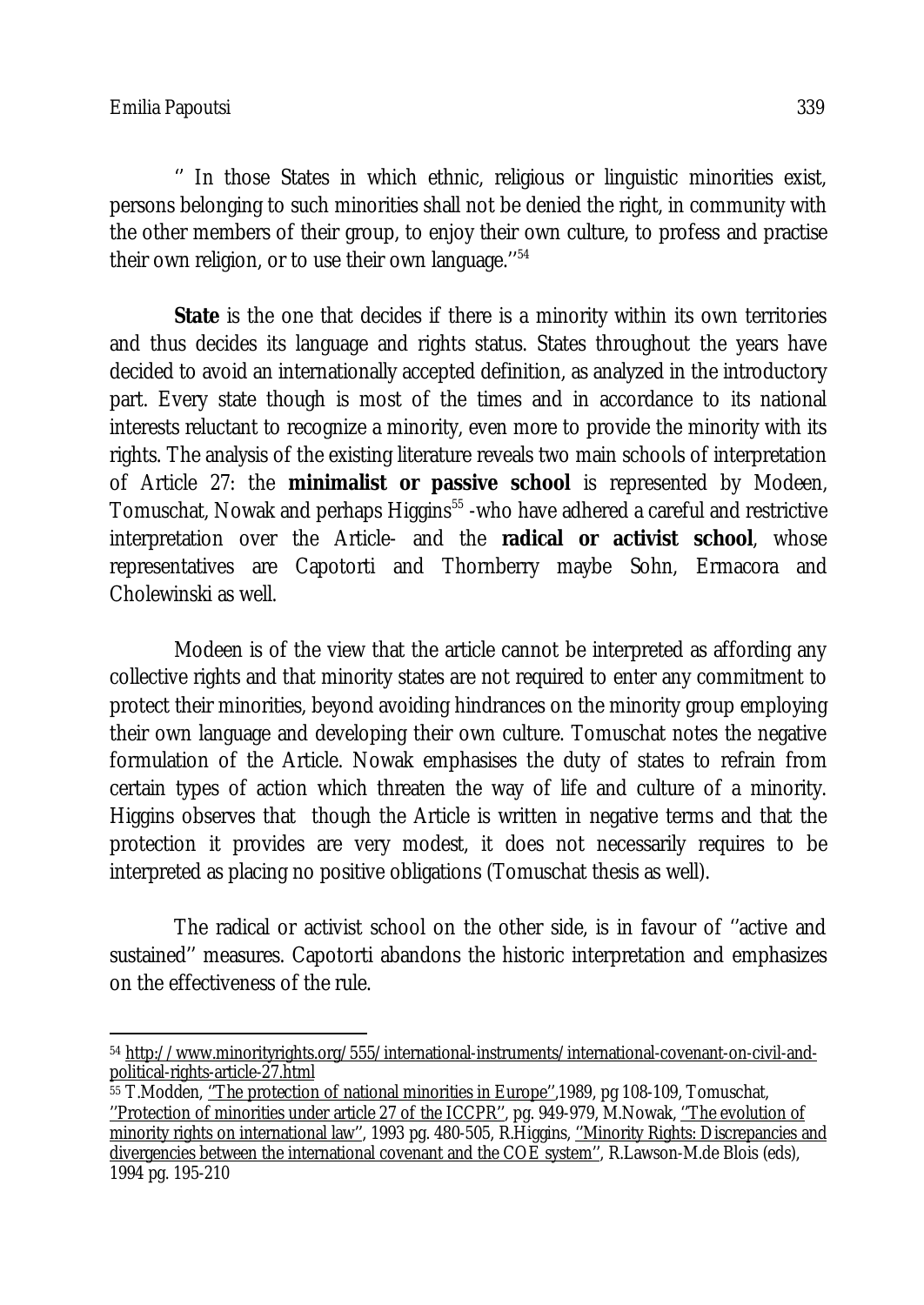'' In those States in which ethnic, religious or linguistic minorities exist, persons belonging to such minorities shall not be denied the right, in community with the other members of their group, to enjoy their own culture, to profess and practise their own religion, or to use their own language.''[54]

**State** is the one that decides if there is a minority within its own territories and thus decides its language and rights status. States throughout the years have decided to avoid an internationally accepted definition, as analyzed in the introductory part. Every state though is most of the times and in accordance to its national interests reluctant to recognize a minority, even more to provide the minority with its rights. The analysis of the existing literature reveals two main schools of interpretation of Article 27: the **minimalist or passive school** is represented by Modeen, Tomuschat, Nowak and perhaps Higgins[55] -who have adhered a careful and restrictive interpretation over the Article- and the **radical or activist school**, whose representatives are Capotorti and Thornberry maybe Sohn, Ermacora and Cholewinski as well.

Modeen is of the view that the article cannot be interpreted as affording any collective rights and that minority states are not required to enter any commitment to protect their minorities, beyond avoiding hindrances on the minority group employing their own language and developing their own culture. Tomuschat notes the negative formulation of the Article. Nowak emphasises the duty of states to refrain from certain types of action which threaten the way of life and culture of a minority. Higgins observes that though the Article is written in negative terms and that the protection it provides are very modest, it does not necessarily requires to be interpreted as placing no positive obligations (Tomuschat thesis as well).

The radical or activist school on the other side, is in favour of ''active and sustained'' measures. Capotorti abandons the historic interpretation and emphasizes on the effectiveness of the rule.

---

[54] http://www.minorityrights.org/555/international-instruments/international-covenant-on-civil-and-political-rights-article-27.html

[55] T.Modden, ''The protection of national minorities in Europe'',1989, pg 108-109, Tomuschat, ''Protection of minorities under article 27 of the ICCPR'', pg. 949-979, M.Nowak, ''The evolution of minority rights on international law'', 1993 pg. 480-505, R.Higgins, ''Minority Rights: Discrepancies and divergencies between the international covenant and the COE system'', R.Lawson-M.de Blois (eds), 1994 pg. 195-210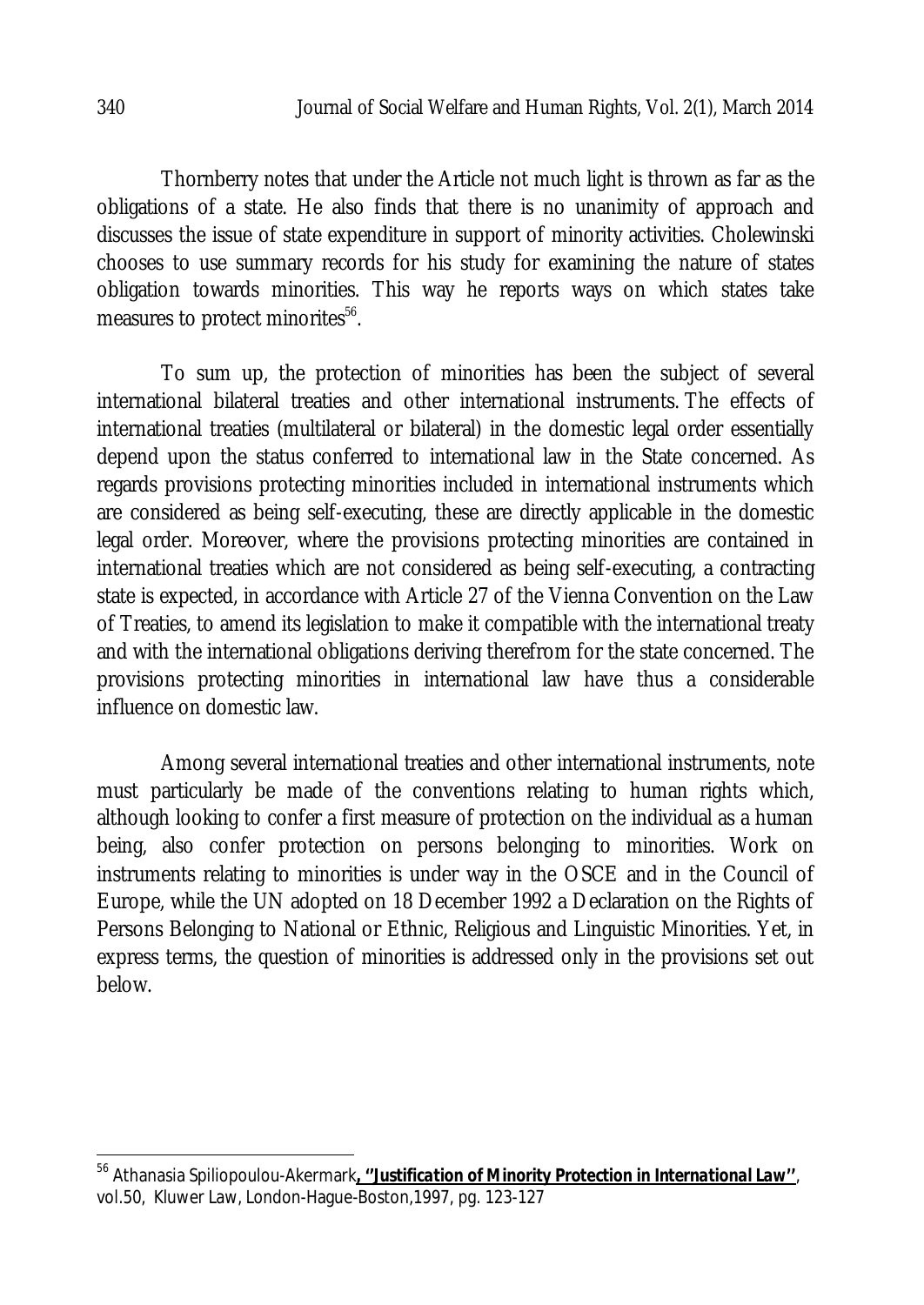Thornberry notes that under the Article not much light is thrown as far as the obligations of a state. He also finds that there is no unanimity of approach and discusses the issue of state expenditure in support of minority activities. Cholewinski chooses to use summary records for his study for examining the nature of states obligation towards minorities. This way he reports ways on which states take measures to protect minorites[56].

To sum up, the protection of minorities has been the subject of several international bilateral treaties and other international instruments. The effects of international treaties (multilateral or bilateral) in the domestic legal order essentially depend upon the status conferred to international law in the State concerned. As regards provisions protecting minorities included in international instruments which are considered as being self-executing, these are directly applicable in the domestic legal order. Moreover, where the provisions protecting minorities are contained in international treaties which are not considered as being self-executing, a contracting state is expected, in accordance with Article 27 of the Vienna Convention on the Law of Treaties, to amend its legislation to make it compatible with the international treaty and with the international obligations deriving therefrom for the state concerned. The provisions protecting minorities in international law have thus a considerable influence on domestic law.

Among several international treaties and other international instruments, note must particularly be made of the conventions relating to human rights which, although looking to confer a first measure of protection on the individual as a human being, also confer protection on persons belonging to minorities. Work on instruments relating to minorities is under way in the OSCE and in the Council of Europe, while the UN adopted on 18 December 1992 a Declaration on the Rights of Persons Belonging to National or Ethnic, Religious and Linguistic Minorities. Yet, in express terms, the question of minorities is addressed only in the provisions set out below.

---

[56] Athanasia Spiliopoulou-Akermark**, *"Justification of Minority Protection in International Law"***, vol.50, Kluwer Law, London-Hague-Boston,1997, pg. 123-127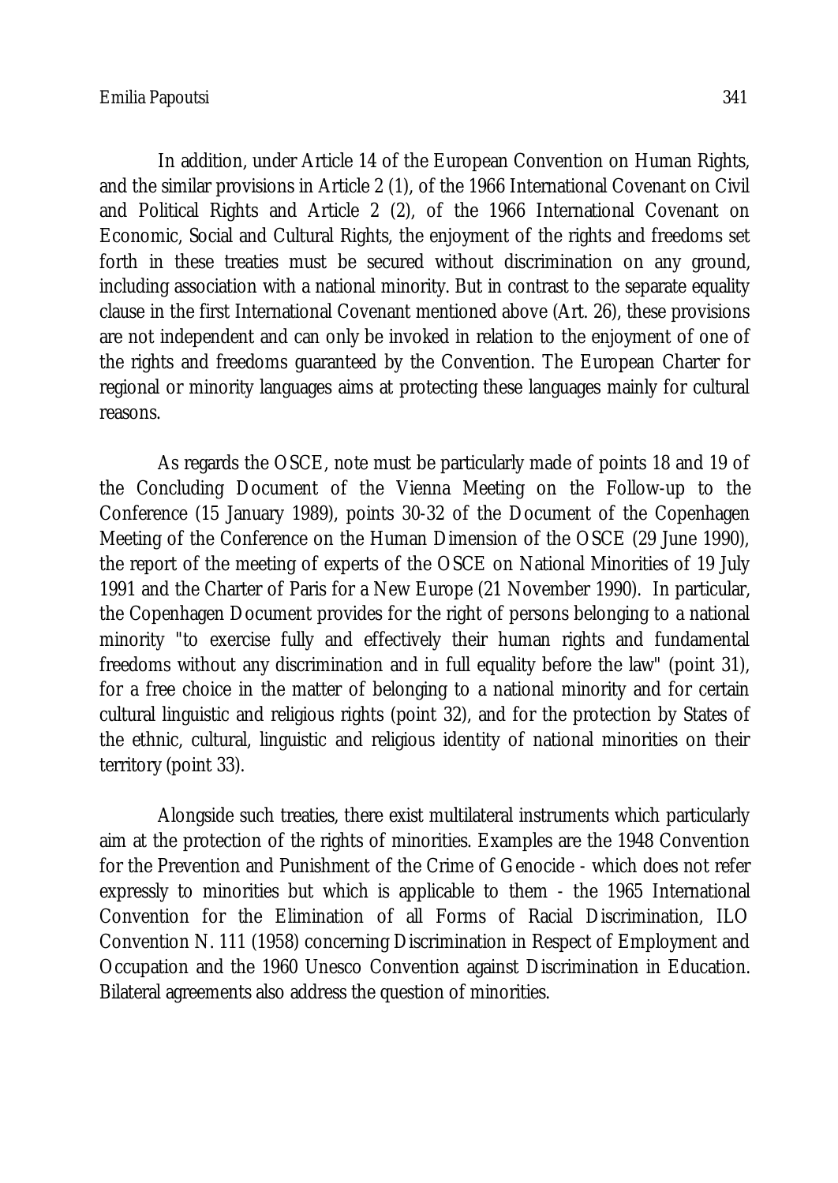In addition, under Article 14 of the European Convention on Human Rights, and the similar provisions in Article 2 (1), of the 1966 International Covenant on Civil and Political Rights and Article 2 (2), of the 1966 International Covenant on Economic, Social and Cultural Rights, the enjoyment of the rights and freedoms set forth in these treaties must be secured without discrimination on any ground, including association with a national minority. But in contrast to the separate equality clause in the first International Covenant mentioned above (Art. 26), these provisions are not independent and can only be invoked in relation to the enjoyment of one of the rights and freedoms guaranteed by the Convention. The European Charter for regional or minority languages aims at protecting these languages mainly for cultural reasons.

As regards the OSCE, note must be particularly made of points 18 and 19 of the Concluding Document of the Vienna Meeting on the Follow-up to the Conference (15 January 1989), points 30-32 of the Document of the Copenhagen Meeting of the Conference on the Human Dimension of the OSCE (29 June 1990), the report of the meeting of experts of the OSCE on National Minorities of 19 July 1991 and the Charter of Paris for a New Europe (21 November 1990). In particular, the Copenhagen Document provides for the right of persons belonging to a national minority "to exercise fully and effectively their human rights and fundamental freedoms without any discrimination and in full equality before the law" (point 31), for a free choice in the matter of belonging to a national minority and for certain cultural linguistic and religious rights (point 32), and for the protection by States of the ethnic, cultural, linguistic and religious identity of national minorities on their territory (point 33).

Alongside such treaties, there exist multilateral instruments which particularly aim at the protection of the rights of minorities. Examples are the 1948 Convention for the Prevention and Punishment of the Crime of Genocide - which does not refer expressly to minorities but which is applicable to them - the 1965 International Convention for the Elimination of all Forms of Racial Discrimination, ILO Convention N. 111 (1958) concerning Discrimination in Respect of Employment and Occupation and the 1960 Unesco Convention against Discrimination in Education. Bilateral agreements also address the question of minorities.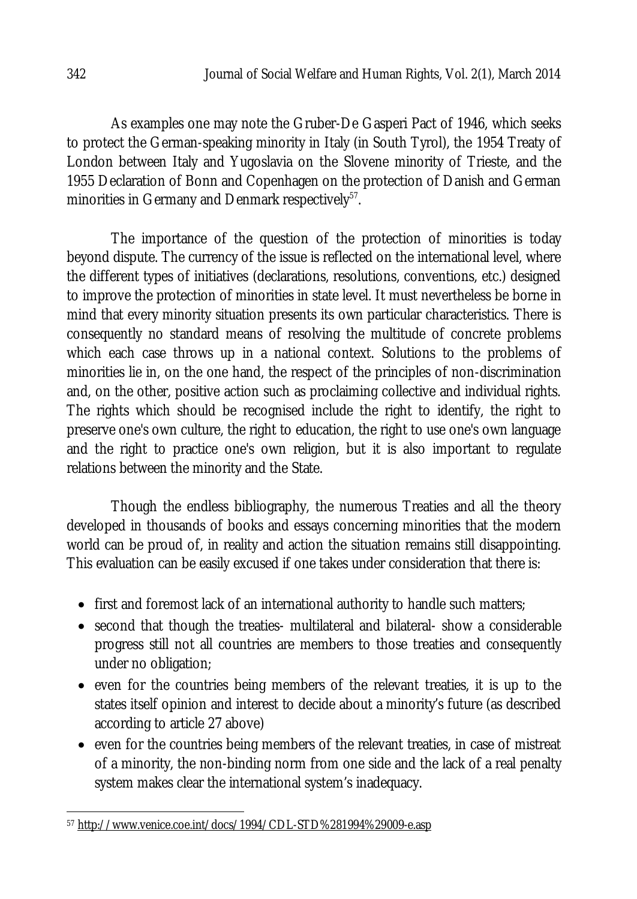As examples one may note the Gruber-De Gasperi Pact of 1946, which seeks to protect the German-speaking minority in Italy (in South Tyrol), the 1954 Treaty of London between Italy and Yugoslavia on the Slovene minority of Trieste, and the 1955 Declaration of Bonn and Copenhagen on the protection of Danish and German minorities in Germany and Denmark respectively[57].

The importance of the question of the protection of minorities is today beyond dispute. The currency of the issue is reflected on the international level, where the different types of initiatives (declarations, resolutions, conventions, etc.) designed to improve the protection of minorities in state level. It must nevertheless be borne in mind that every minority situation presents its own particular characteristics. There is consequently no standard means of resolving the multitude of concrete problems which each case throws up in a national context. Solutions to the problems of minorities lie in, on the one hand, the respect of the principles of non-discrimination and, on the other, positive action such as proclaiming collective and individual rights. The rights which should be recognised include the right to identify, the right to preserve one's own culture, the right to education, the right to use one's own language and the right to practice one's own religion, but it is also important to regulate relations between the minority and the State.

Though the endless bibliography, the numerous Treaties and all the theory developed in thousands of books and essays concerning minorities that the modern world can be proud of, in reality and action the situation remains still disappointing. This evaluation can be easily excused if one takes under consideration that there is:

- first and foremost lack of an international authority to handle such matters;
- second that though the treaties- multilateral and bilateral- show a considerable progress still not all countries are members to those treaties and consequently under no obligation;
- even for the countries being members of the relevant treaties, it is up to the states itself opinion and interest to decide about a minority's future (as described according to article 27 above)
- even for the countries being members of the relevant treaties, in case of mistreat of a minority, the non-binding norm from one side and the lack of a real penalty system makes clear the international system's inadequacy.

---

[57] http://www.venice.coe.int/docs/1994/CDL-STD%281994%29009-e.asp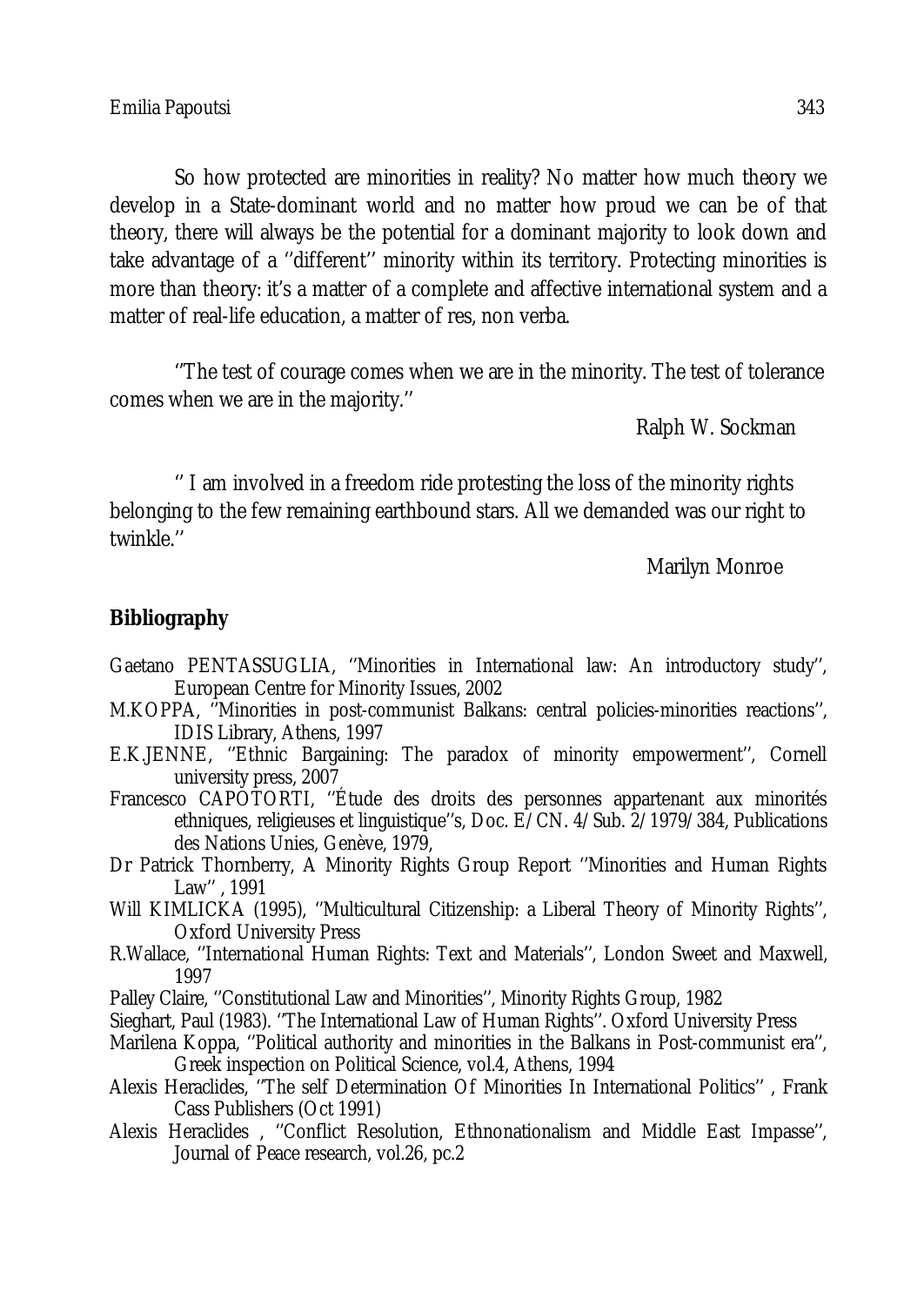So how protected are minorities in reality? No matter how much theory we develop in a State-dominant world and no matter how proud we can be of that theory, there will always be the potential for a dominant majority to look down and take advantage of a ''different'' minority within its territory. Protecting minorities is more than theory: it's a matter of a complete and affective international system and a matter of real-life education, a matter of res, non verba.

''The test of courage comes when we are in the minority. The test of tolerance comes when we are in the majority.''

Ralph W. Sockman

'' I am involved in a freedom ride protesting the loss of the minority rights belonging to the few remaining earthbound stars. All we demanded was our right to twinkle.''

Marilyn Monroe

## Bibliography

Gaetano PENTASSUGLIA, ''Minorities in International law: An introductory study'', European Centre for Minority Issues, 2002

M.KOPPA, ''Minorities in post-communist Balkans: central policies-minorities reactions'', IDIS Library, Athens, 1997

E.K.JENNE, ''Ethnic Bargaining: The paradox of minority empowerment'', Cornell university press, 2007

Francesco CAPOTORTI, ''Étude des droits des personnes appartenant aux minorités ethniques, religieuses et linguistique''s, Doc. E/CN. 4/Sub. 2/1979/384, Publications des Nations Unies, Genève, 1979,

Dr Patrick Thornberry, A Minority Rights Group Report ''Minorities and Human Rights Law'' , 1991

Will KIMLICKA (1995), ''Multicultural Citizenship: a Liberal Theory of Minority Rights'', Oxford University Press

R.Wallace, ''International Human Rights: Text and Materials'', London Sweet and Maxwell, 1997

Palley Claire, ''Constitutional Law and Minorities'', Minority Rights Group, 1982

Sieghart, Paul (1983). ''The International Law of Human Rights''. Oxford University Press

Marilena Koppa, ''Political authority and minorities in the Balkans in Post-communist era'', Greek inspection on Political Science, vol.4, Athens, 1994

Alexis Heraclides, ''The self Determination Of Minorities In International Politics'' , Frank Cass Publishers (Oct 1991)

Alexis Heraclides , ''Conflict Resolution, Ethnonationalism and Middle East Impasse'', Journal of Peace research, vol.26, pc.2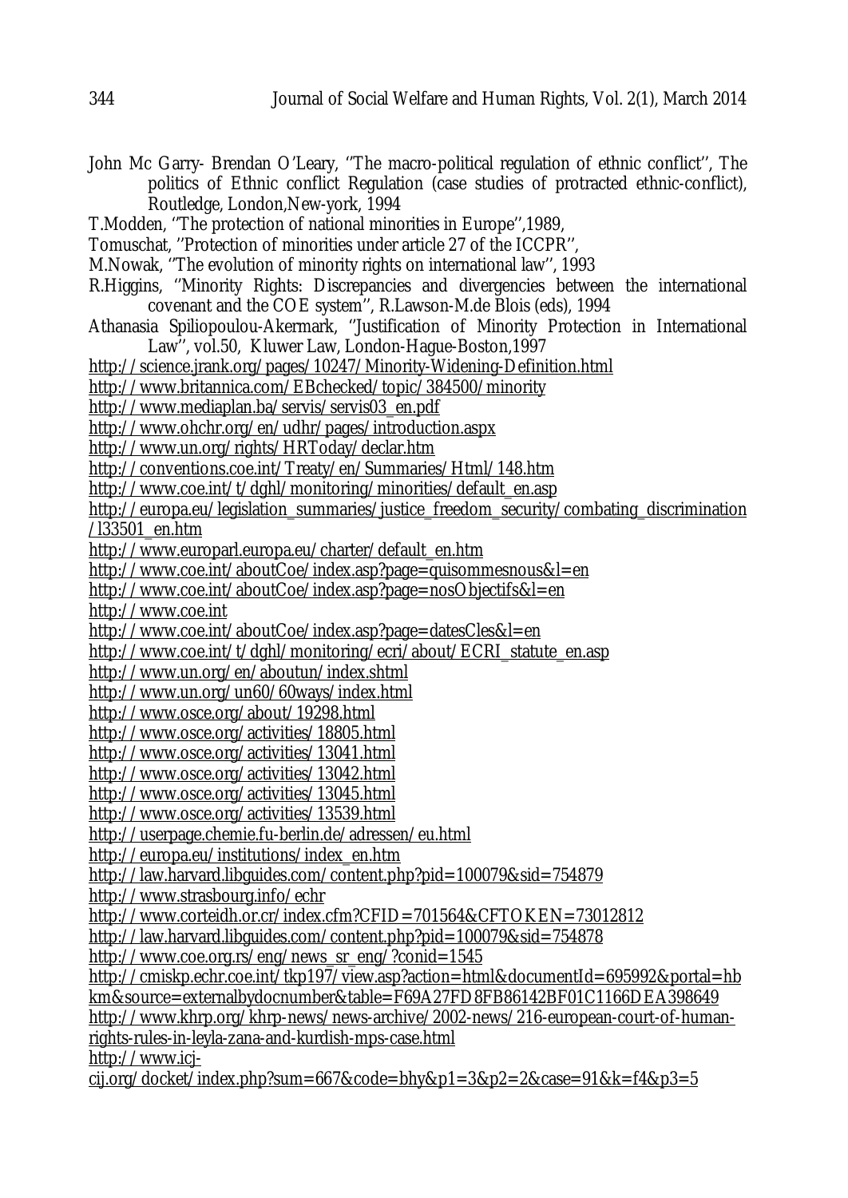John Mc Garry- Brendan O'Leary, ''The macro-political regulation of ethnic conflict'', The politics of Ethnic conflict Regulation (case studies of protracted ethnic-conflict), Routledge, London,New-york, 1994

T.Modden, ''The protection of national minorities in Europe'',1989,

Tomuschat, ''Protection of minorities under article 27 of the ICCPR'',

M.Nowak, ''The evolution of minority rights on international law'', 1993

R.Higgins, ''Minority Rights: Discrepancies and divergencies between the international covenant and the COE system'', R.Lawson-M.de Blois (eds), 1994

Athanasia Spiliopoulou-Akermark, ''Justification of Minority Protection in International Law'', vol.50, Kluwer Law, London-Hague-Boston,1997

http://science.jrank.org/pages/10247/Minority-Widening-Definition.html

http://www.britannica.com/EBchecked/topic/384500/minority

http://www.mediaplan.ba/servis/servis03_en.pdf

http://www.ohchr.org/en/udhr/pages/introduction.aspx

http://www.un.org/rights/HRToday/declar.htm

http://conventions.coe.int/Treaty/en/Summaries/Html/148.htm

http://www.coe.int/t/dghl/monitoring/minorities/default_en.asp

http://europa.eu/legislation_summaries/justice_freedom_security/combating_discrimination/l33501_en.htm

http://www.europarl.europa.eu/charter/default_en.htm

http://www.coe.int/aboutCoe/index.asp?page=quisommesnous&l=en

http://www.coe.int/aboutCoe/index.asp?page=nosObjectifs&l=en

http://www.coe.int

http://www.coe.int/aboutCoe/index.asp?page=datesCles&l=en

http://www.coe.int/t/dghl/monitoring/ecri/about/ECRI_statute_en.asp

http://www.un.org/en/aboutun/index.shtml

http://www.un.org/un60/60ways/index.html

http://www.osce.org/about/19298.html

http://www.osce.org/activities/18805.html

http://www.osce.org/activities/13041.html

http://www.osce.org/activities/13042.html

http://www.osce.org/activities/13045.html

http://www.osce.org/activities/13539.html

http://userpage.chemie.fu-berlin.de/adressen/eu.html

http://europa.eu/institutions/index_en.htm

http://law.harvard.libguides.com/content.php?pid=100079&sid=754879

http://www.strasbourg.info/echr

http://www.corteidh.or.cr/index.cfm?CFID=701564&CFTOKEN=73012812

http://law.harvard.libguides.com/content.php?pid=100079&sid=754878

http://www.coe.org.rs/eng/news_sr_eng/?conid=1545

http://cmiskp.echr.coe.int/tkp197/view.asp?action=html&documentId=695992&portal=hbkm&source=externalbydocnumber&table=F69A27FD8FB86142BF01C1166DEA398649

http://www.khrp.org/khrp-news/news-archive/2002-news/216-european-court-of-human-rights-rules-in-leyla-zana-and-kurdish-mps-case.html

http://www.icj-cij.org/docket/index.php?sum=667&code=bhy&p1=3&p2=2&case=91&k=f4&p3=5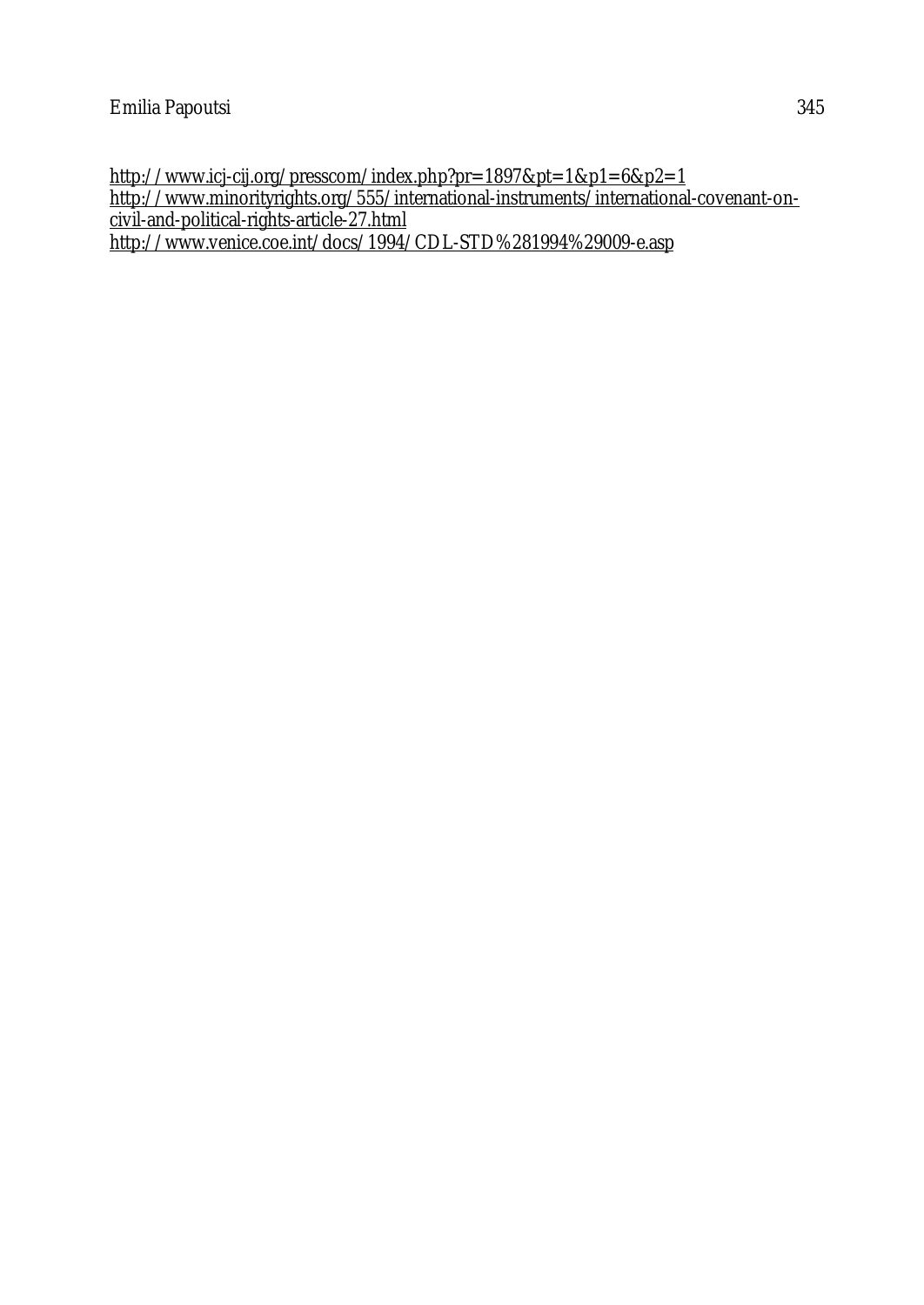http://www.icj-cij.org/presscom/index.php?pr=1897&pt=1&p1=6&p2=1
http://www.minorityrights.org/555/international-instruments/international-covenant-on-civil-and-political-rights-article-27.html
http://www.venice.coe.int/docs/1994/CDL-STD%281994%29009-e.asp